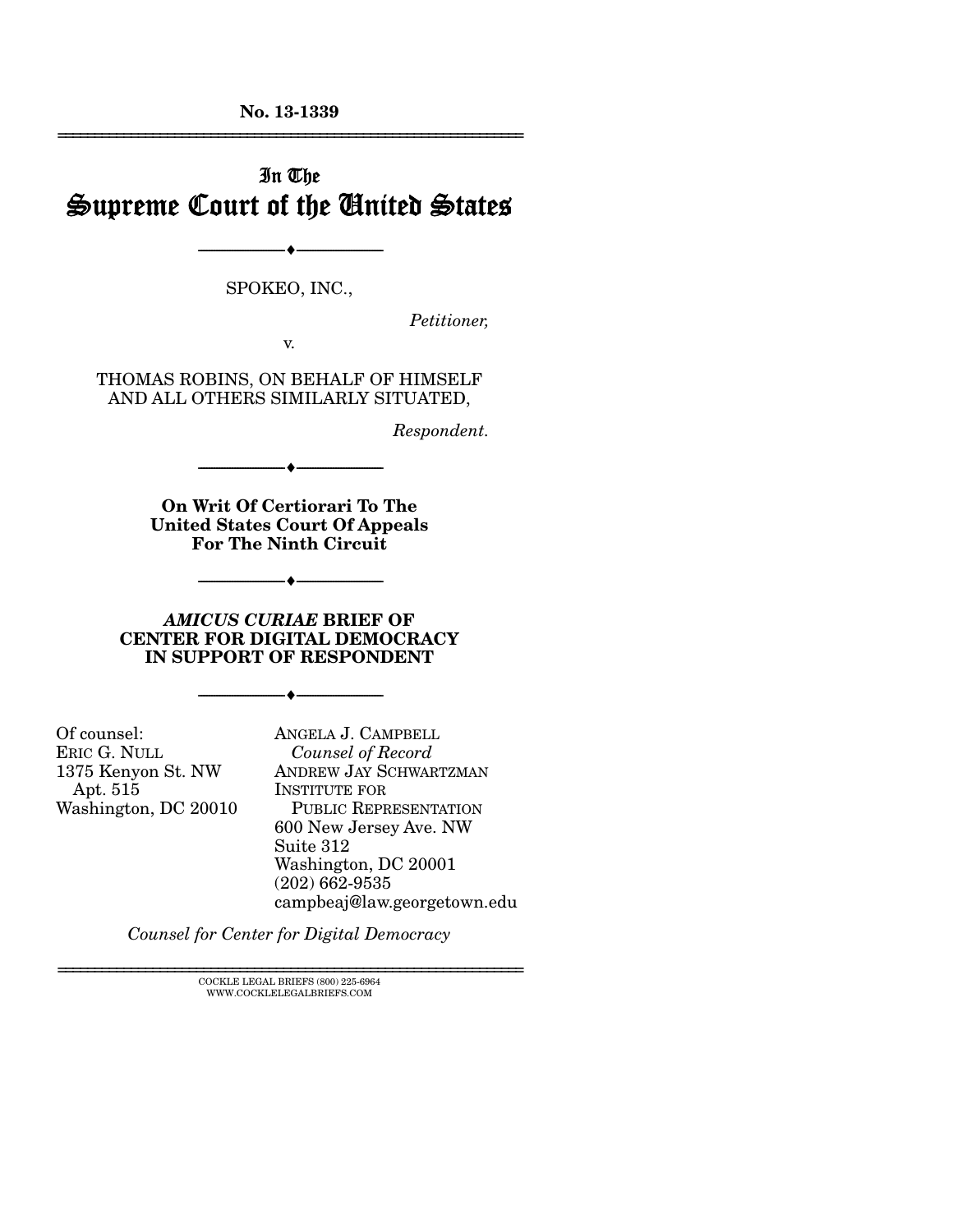**No. 13-1339**

---

# In The Supreme Court of the United States

---

SPOKEO, INC.,

*Petitioner,*

v.

THOMAS ROBINS, ON BEHALF OF HIMSELF AND ALL OTHERS SIMILARLY SITUATED,

*Respondent.*

---

**On Writ Of Certiorari To The United States Court Of Appeals For The Ninth Circuit**

---

***AMICUS CURIAE* BRIEF OF CENTER FOR DIGITAL DEMOCRACY IN SUPPORT OF RESPONDENT**

---

Of counsel:
ERIC G. NULL
1375 Kenyon St. NW
Apt. 515
Washington, DC 20010

ANGELA J. CAMPBELL
*Counsel of Record*
ANDREW JAY SCHWARTZMAN
INSTITUTE FOR PUBLIC REPRESENTATION
600 New Jersey Ave. NW
Suite 312
Washington, DC 20001
(202) 662-9535
campbeaj@law.georgetown.edu

*Counsel for Center for Digital Democracy*

---

COCKLE LEGAL BRIEFS (800) 225-6964
WWW.COCKLELEGALBRIEFS.COM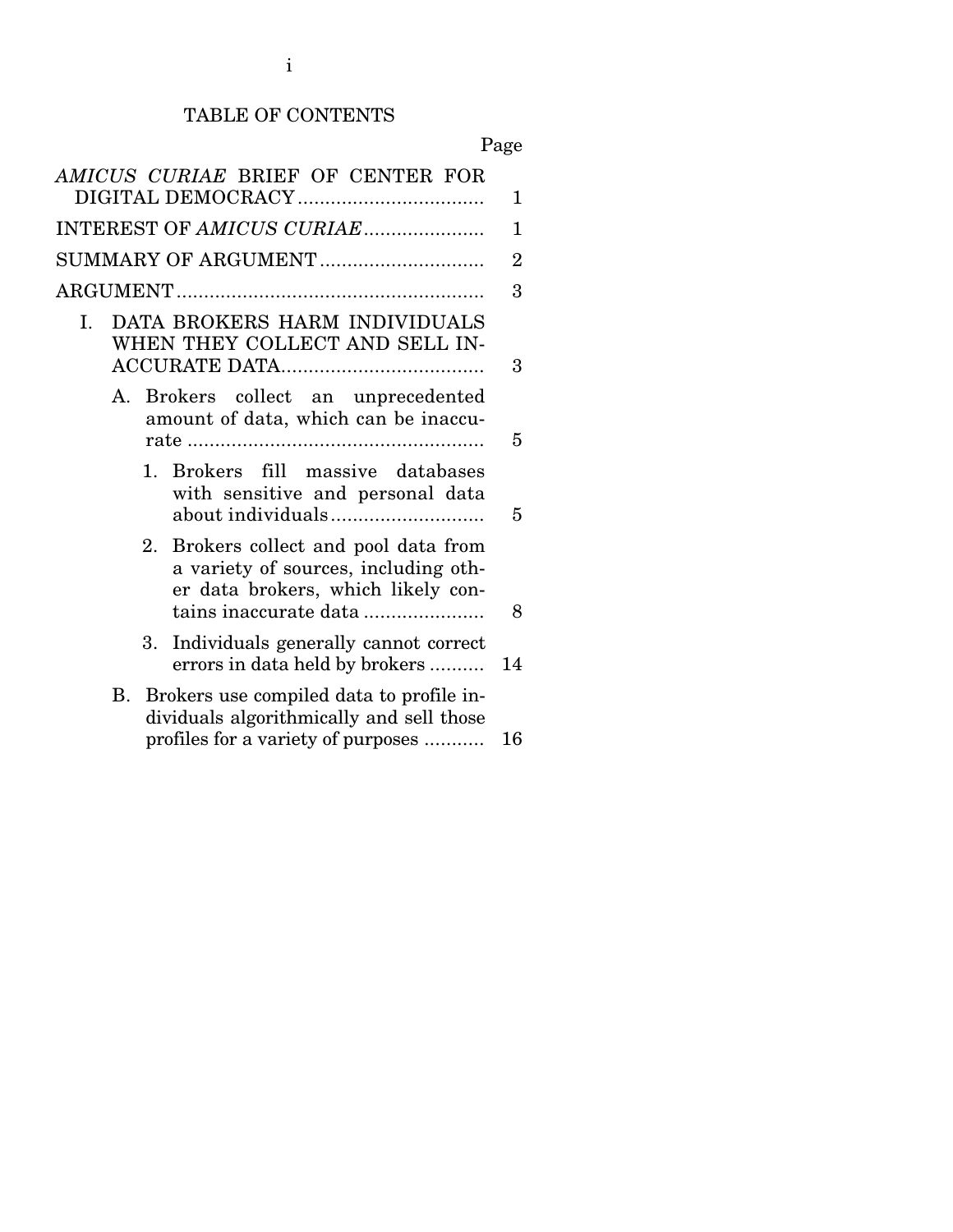# TABLE OF CONTENTS

| | Page |
|---|---|
| *AMICUS CURIAE* BRIEF OF CENTER FOR DIGITAL DEMOCRACY | 1 |
| INTEREST OF *AMICUS CURIAE* | 1 |
| SUMMARY OF ARGUMENT | 2 |
| ARGUMENT | 3 |
| I. DATA BROKERS HARM INDIVIDUALS WHEN THEY COLLECT AND SELL INACCURATE DATA | 3 |
| A. Brokers collect an unprecedented amount of data, which can be inaccurate | 5 |
| 1. Brokers fill massive databases with sensitive and personal data about individuals | 5 |
| 2. Brokers collect and pool data from a variety of sources, including other data brokers, which likely contains inaccurate data | 8 |
| 3. Individuals generally cannot correct errors in data held by brokers | 14 |
| B. Brokers use compiled data to profile individuals algorithmically and sell those profiles for a variety of purposes | 16 |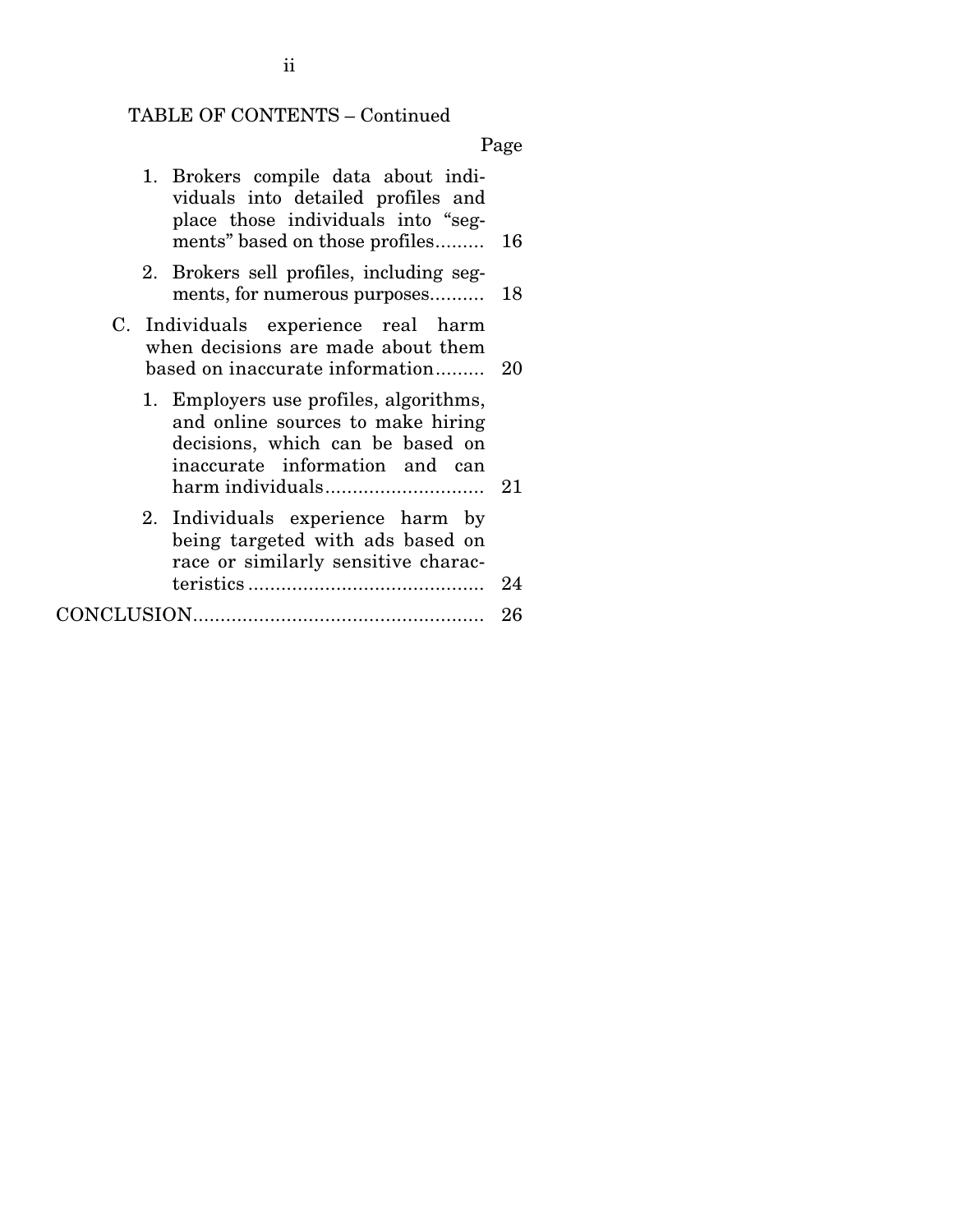TABLE OF CONTENTS – Continued

| | Page |
|---|---|
| 1. Brokers compile data about individuals into detailed profiles and place those individuals into "segments" based on those profiles | 16 |
| 2. Brokers sell profiles, including segments, for numerous purposes | 18 |
| C. Individuals experience real harm when decisions are made about them based on inaccurate information | 20 |
| 1. Employers use profiles, algorithms, and online sources to make hiring decisions, which can be based on inaccurate information and can harm individuals | 21 |
| 2. Individuals experience harm by being targeted with ads based on race or similarly sensitive characteristics | 24 |
| CONCLUSION | 26 |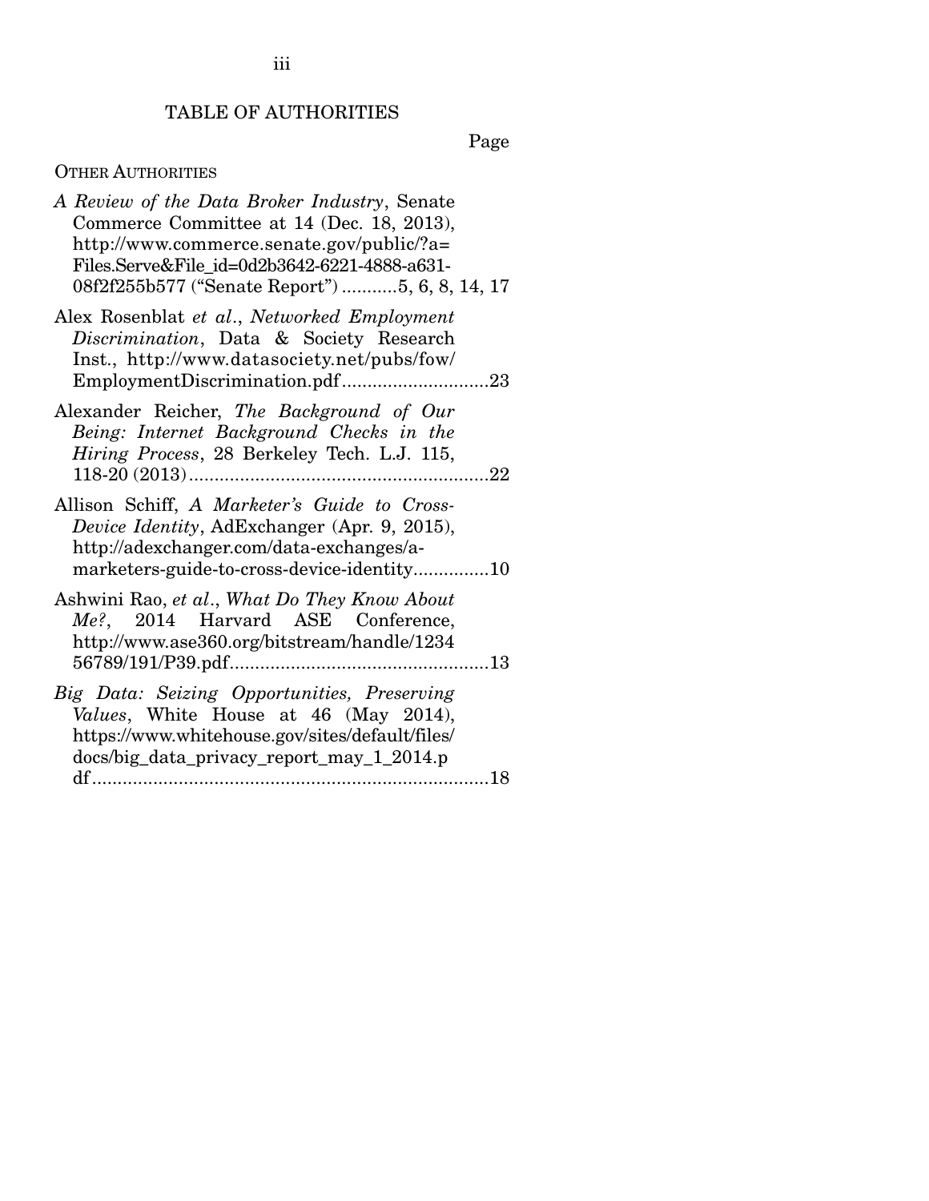TABLE OF AUTHORITIES

Page

OTHER AUTHORITIES

*A Review of the Data Broker Industry*, Senate Commerce Committee at 14 (Dec. 18, 2013), http://www.commerce.senate.gov/public/?a=Files.Serve&File_id=0d2b3642-6221-4888-a631-08f2f255b577 ("Senate Report") ...........5, 6, 8, 14, 17

Alex Rosenblat *et al.*, *Networked Employment Discrimination*, Data & Society Research Inst., http://www.datasociety.net/pubs/fow/EmploymentDiscrimination.pdf .............................23

Alexander Reicher, *The Background of Our Being: Internet Background Checks in the Hiring Process*, 28 Berkeley Tech. L.J. 115, 118-20 (2013)...........................................................22

Allison Schiff, *A Marketer's Guide to Cross-Device Identity*, AdExchanger (Apr. 9, 2015), http://adexchanger.com/data-exchanges/a-marketers-guide-to-cross-device-identity...............10

Ashwini Rao, *et al.*, *What Do They Know About Me?*, 2014 Harvard ASE Conference, http://www.ase360.org/bitstream/handle/123456789/191/P39.pdf...................................................13

*Big Data: Seizing Opportunities, Preserving Values*, White House at 46 (May 2014), https://www.whitehouse.gov/sites/default/files/docs/big_data_privacy_report_may_1_2014.pdf...............................................................................18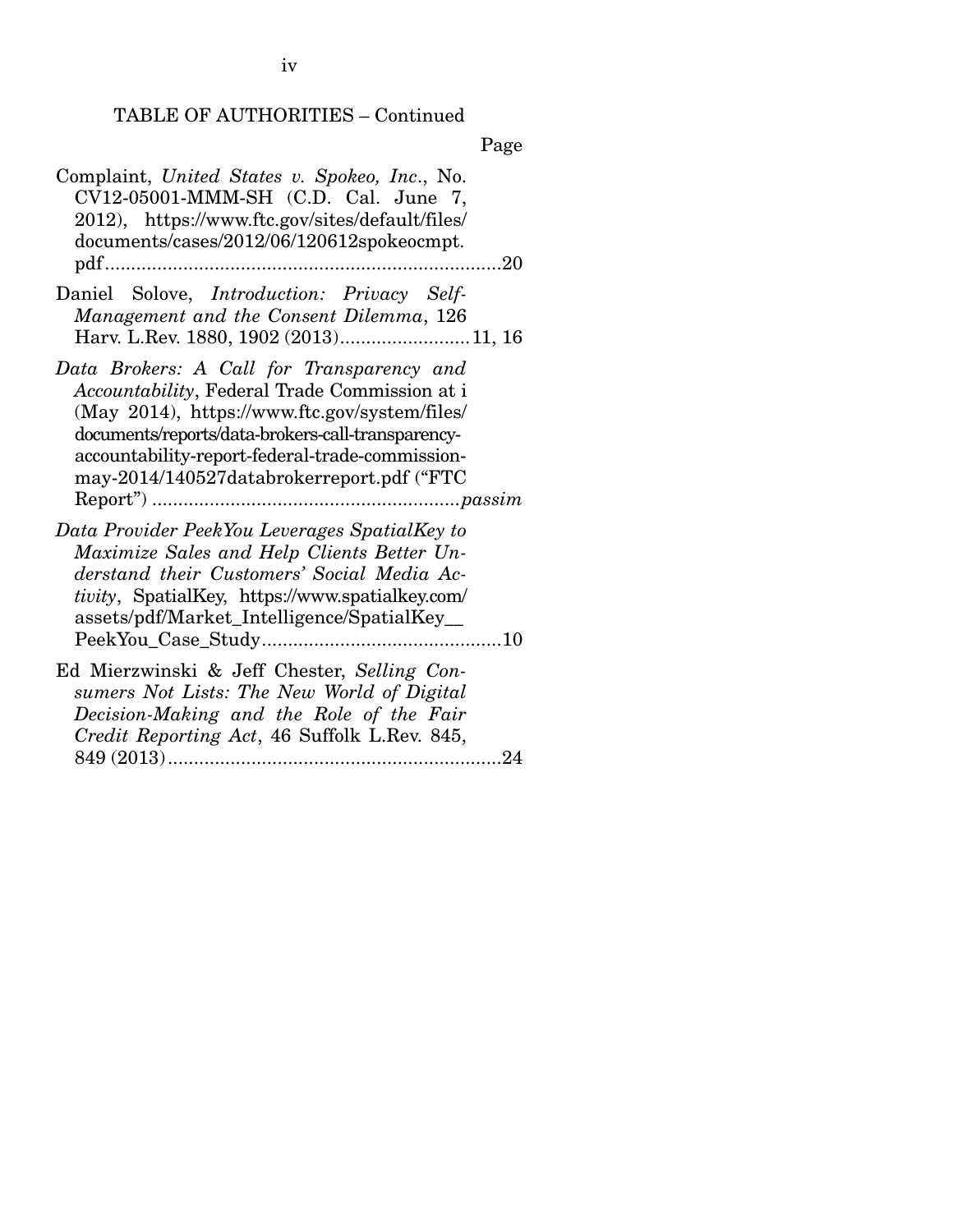TABLE OF AUTHORITIES – Continued

Page

Complaint, *United States v. Spokeo, Inc*., No. CV12-05001-MMM-SH (C.D. Cal. June 7, 2012), https://www.ftc.gov/sites/default/files/documents/cases/2012/06/120612spokeocmpt.pdf ............................................................................20

Daniel Solove, *Introduction: Privacy Self-Management and the Consent Dilemma*, 126 Harv. L.Rev. 1880, 1902 (2013).........................11, 16

*Data Brokers: A Call for Transparency and Accountability*, Federal Trade Commission at i (May 2014), https://www.ftc.gov/system/files/documents/reports/data-brokers-call-transparency-accountability-report-federal-trade-commission-may-2014/140527databrokerreport.pdf ("FTC Report") ..........................................................*passim*

*Data Provider PeekYou Leverages SpatialKey to Maximize Sales and Help Clients Better Understand their Customers' Social Media Activity*, SpatialKey, https://www.spatialkey.com/assets/pdf/Market_Intelligence/SpatialKey__PeekYou_Case_Study..............................................10

Ed Mierzwinski & Jeff Chester, *Selling Consumers Not Lists: The New World of Digital Decision-Making and the Role of the Fair Credit Reporting Act*, 46 Suffolk L.Rev. 845, 849 (2013)................................................................24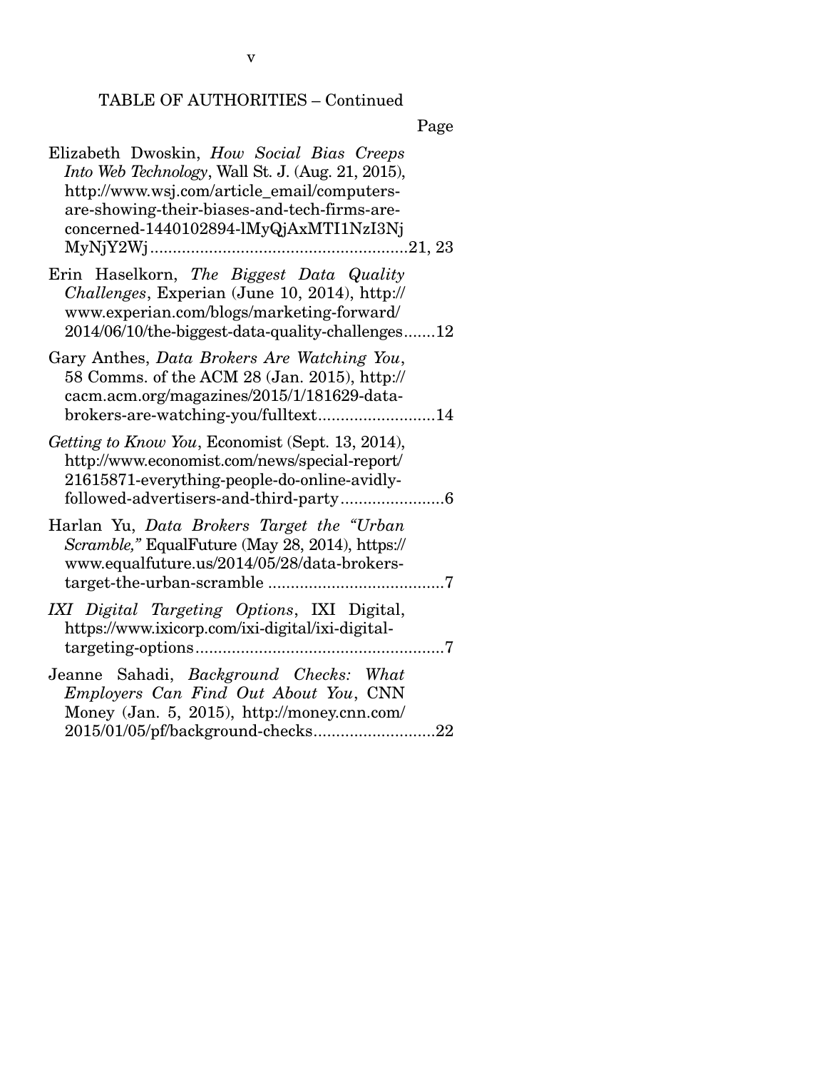TABLE OF AUTHORITIES – Continued

Page

Elizabeth Dwoskin, *How Social Bias Creeps Into Web Technology*, Wall St. J. (Aug. 21, 2015), http://www.wsj.com/article_email/computers-are-showing-their-biases-and-tech-firms-are-concerned-1440102894-lMyQjAxMTI1NzI3NjMyNjY2Wj ........................................................21, 23

Erin Haselkorn, *The Biggest Data Quality Challenges*, Experian (June 10, 2014), http://www.experian.com/blogs/marketing-forward/2014/06/10/the-biggest-data-quality-challenges.......12

Gary Anthes, *Data Brokers Are Watching You*, 58 Comms. of the ACM 28 (Jan. 2015), http://cacm.acm.org/magazines/2015/1/181629-data-brokers-are-watching-you/fulltext..........................14

*Getting to Know You*, Economist (Sept. 13, 2014), http://www.economist.com/news/special-report/21615871-everything-people-do-online-avidly-followed-advertisers-and-third-party.......................6

Harlan Yu, *Data Brokers Target the "Urban Scramble,"* EqualFuture (May 28, 2014), https://www.equalfuture.us/2014/05/28/data-brokers-target-the-urban-scramble .......................................7

*IXI Digital Targeting Options*, IXI Digital, https://www.ixicorp.com/ixi-digital/ixi-digital-targeting-options.......................................................7

Jeanne Sahadi, *Background Checks: What Employers Can Find Out About You*, CNN Money (Jan. 5, 2015), http://money.cnn.com/2015/01/05/pf/background-checks...........................22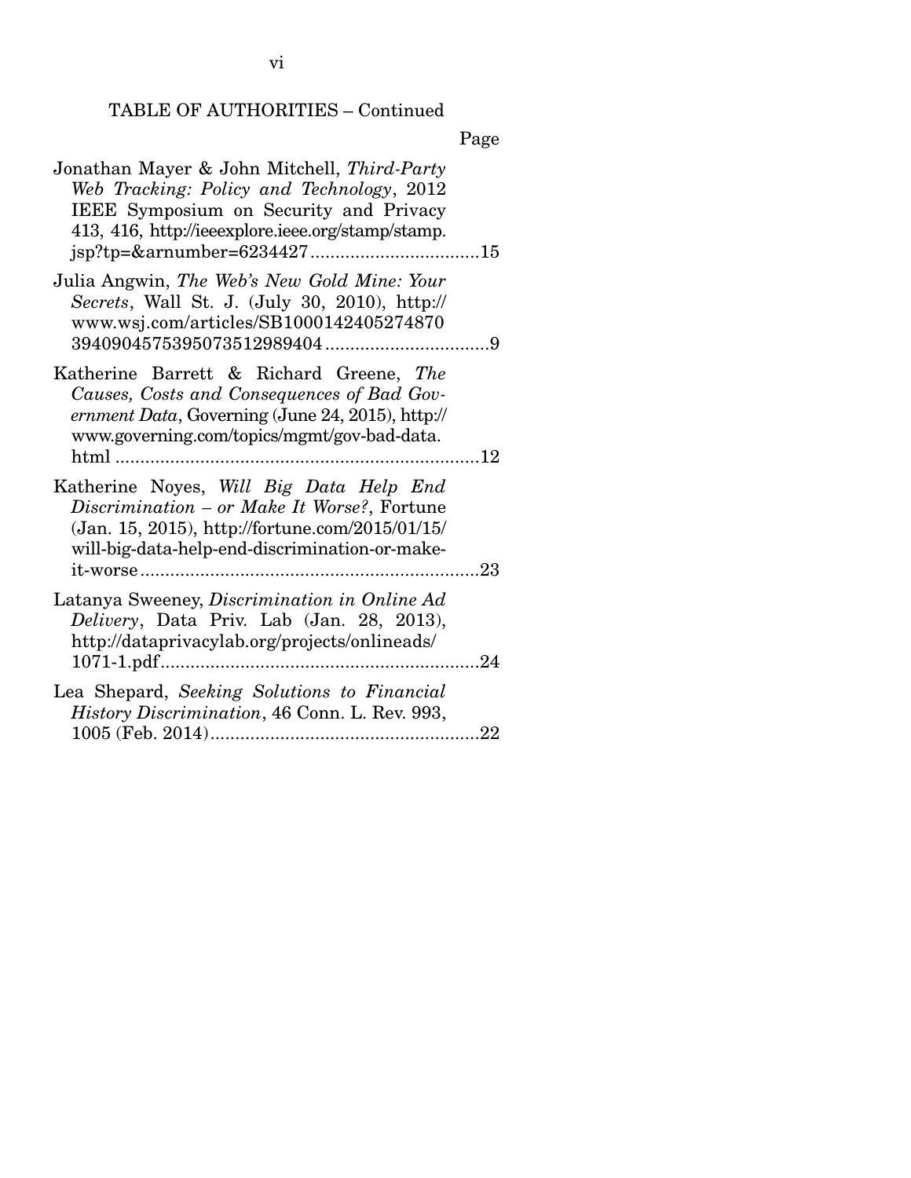TABLE OF AUTHORITIES – Continued

Page

Jonathan Mayer & John Mitchell, *Third-Party Web Tracking: Policy and Technology*, 2012 IEEE Symposium on Security and Privacy 413, 416, http://ieeexplore.ieee.org/stamp/stamp.jsp?tp=&arnumber=6234427 ....................................15

Julia Angwin, *The Web's New Gold Mine: Your Secrets*, Wall St. J. (July 30, 2010), http://www.wsj.com/articles/SB10001424052748703940904575395073512989404 ....................................9

Katherine Barrett & Richard Greene, *The Causes, Costs and Consequences of Bad Government Data*, Governing (June 24, 2015), http://www.governing.com/topics/mgmt/gov-bad-data.html ....................................12

Katherine Noyes, *Will Big Data Help End Discrimination – or Make It Worse?*, Fortune (Jan. 15, 2015), http://fortune.com/2015/01/15/will-big-data-help-end-discrimination-or-make-it-worse ....................................23

Latanya Sweeney, *Discrimination in Online Ad Delivery*, Data Priv. Lab (Jan. 28, 2013), http://dataprivacylab.org/projects/onlineads/1071-1.pdf ....................................24

Lea Shepard, *Seeking Solutions to Financial History Discrimination*, 46 Conn. L. Rev. 993, 1005 (Feb. 2014) ....................................22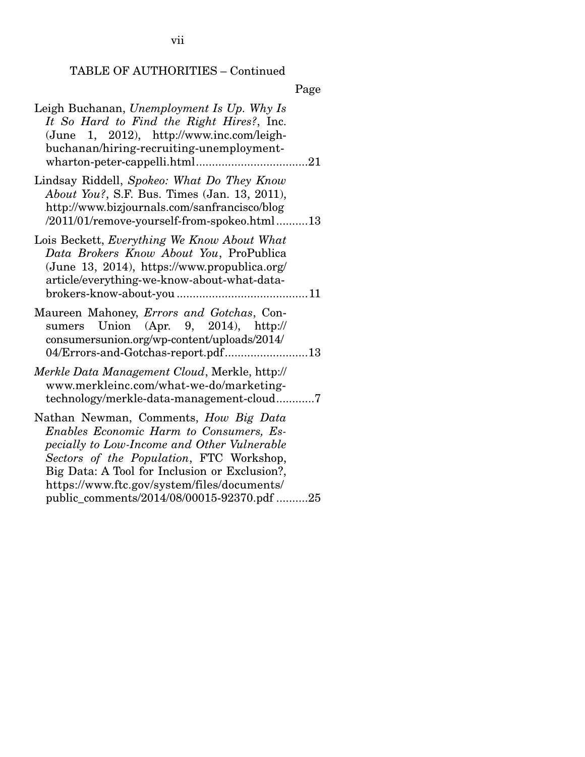TABLE OF AUTHORITIES – Continued

Page

Leigh Buchanan, *Unemployment Is Up. Why Is It So Hard to Find the Right Hires?*, Inc. (June 1, 2012), http://www.inc.com/leigh-buchanan/hiring-recruiting-unemployment-wharton-peter-cappelli.html....................................21

Lindsay Riddell, *Spokeo: What Do They Know About You?*, S.F. Bus. Times (Jan. 13, 2011), http://www.bizjournals.com/sanfrancisco/blog/2011/01/remove-yourself-from-spokeo.html..........13

Lois Beckett, *Everything We Know About What Data Brokers Know About You*, ProPublica (June 13, 2014), https://www.propublica.org/article/everything-we-know-about-what-data-brokers-know-about-you ..........................................11

Maureen Mahoney, *Errors and Gotchas*, Consumers Union (Apr. 9, 2014), http://consumersunion.org/wp-content/uploads/2014/04/Errors-and-Gotchas-report.pdf..........................13

*Merkle Data Management Cloud*, Merkle, http://www.merkleinc.com/what-we-do/marketing-technology/merkle-data-management-cloud............7

Nathan Newman, Comments, *How Big Data Enables Economic Harm to Consumers, Especially to Low-Income and Other Vulnerable Sectors of the Population*, FTC Workshop, Big Data: A Tool for Inclusion or Exclusion?, https://www.ftc.gov/system/files/documents/public_comments/2014/08/00015-92370.pdf ..........25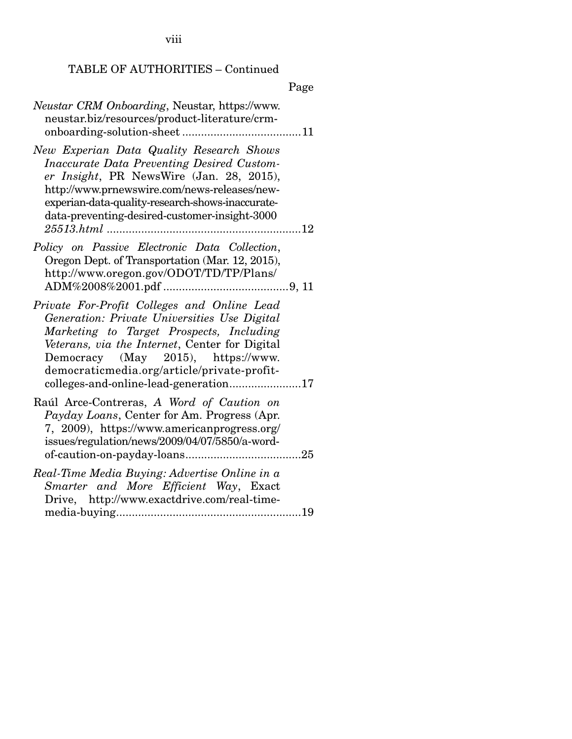TABLE OF AUTHORITIES – Continued

Page

*Neustar CRM Onboarding*, Neustar, https://www.neustar.biz/resources/product-literature/crm-onboarding-solution-sheet ....................................... 11

*New Experian Data Quality Research Shows Inaccurate Data Preventing Desired Customer Insight*, PR NewsWire (Jan. 28, 2015), http://www.prnewswire.com/news-releases/new-experian-data-quality-research-shows-inaccurate-data-preventing-desired-customer-insight-300025513.html ............................................................... 12

*Policy on Passive Electronic Data Collection*, Oregon Dept. of Transportation (Mar. 12, 2015), http://www.oregon.gov/ODOT/TD/TP/Plans/ADM%2008%2001.pdf ........................................ 9, 11

*Private For-Profit Colleges and Online Lead Generation: Private Universities Use Digital Marketing to Target Prospects, Including Veterans, via the Internet*, Center for Digital Democracy (May 2015), https://www.democraticmedia.org/article/private-profit-colleges-and-online-lead-generation....................... 17

Raúl Arce-Contreras, *A Word of Caution on Payday Loans*, Center for Am. Progress (Apr. 7, 2009), https://www.americanprogress.org/issues/regulation/news/2009/04/07/5850/a-word-of-caution-on-payday-loans..................................... 25

*Real-Time Media Buying: Advertise Online in a Smarter and More Efficient Way*, Exact Drive, http://www.exactdrive.com/real-time-media-buying........................................................... 19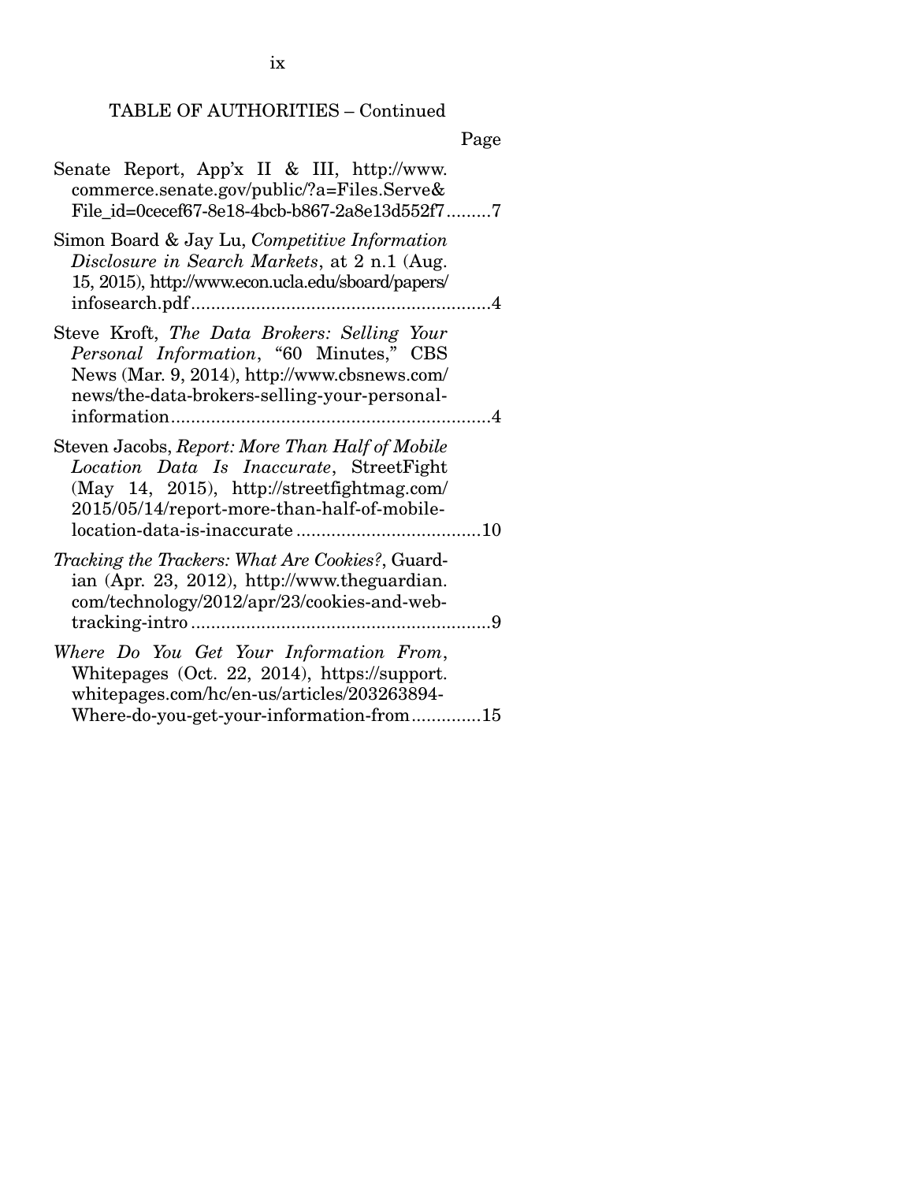TABLE OF AUTHORITIES – Continued

Page

Senate Report, App'x II & III, http://www.commerce.senate.gov/public/?a=Files.Serve&File_id=0cecef67-8e18-4bcb-b867-2a8e13d552f7.........7

Simon Board & Jay Lu, *Competitive Information Disclosure in Search Markets*, at 2 n.1 (Aug. 15, 2015), http://www.econ.ucla.edu/sboard/papers/infosearch.pdf............................................................4

Steve Kroft, *The Data Brokers: Selling Your Personal Information*, "60 Minutes," CBS News (Mar. 9, 2014), http://www.cbsnews.com/news/the-data-brokers-selling-your-personal-information................................................................4

Steven Jacobs, *Report: More Than Half of Mobile Location Data Is Inaccurate*, StreetFight (May 14, 2015), http://streetfightmag.com/2015/05/14/report-more-than-half-of-mobile-location-data-is-inaccurate .....................................10

*Tracking the Trackers: What Are Cookies?*, Guardian (Apr. 23, 2012), http://www.theguardian.com/technology/2012/apr/23/cookies-and-web-tracking-intro ............................................................9

*Where Do You Get Your Information From*, Whitepages (Oct. 22, 2014), https://support.whitepages.com/hc/en-us/articles/203263894-Where-do-you-get-your-information-from.............15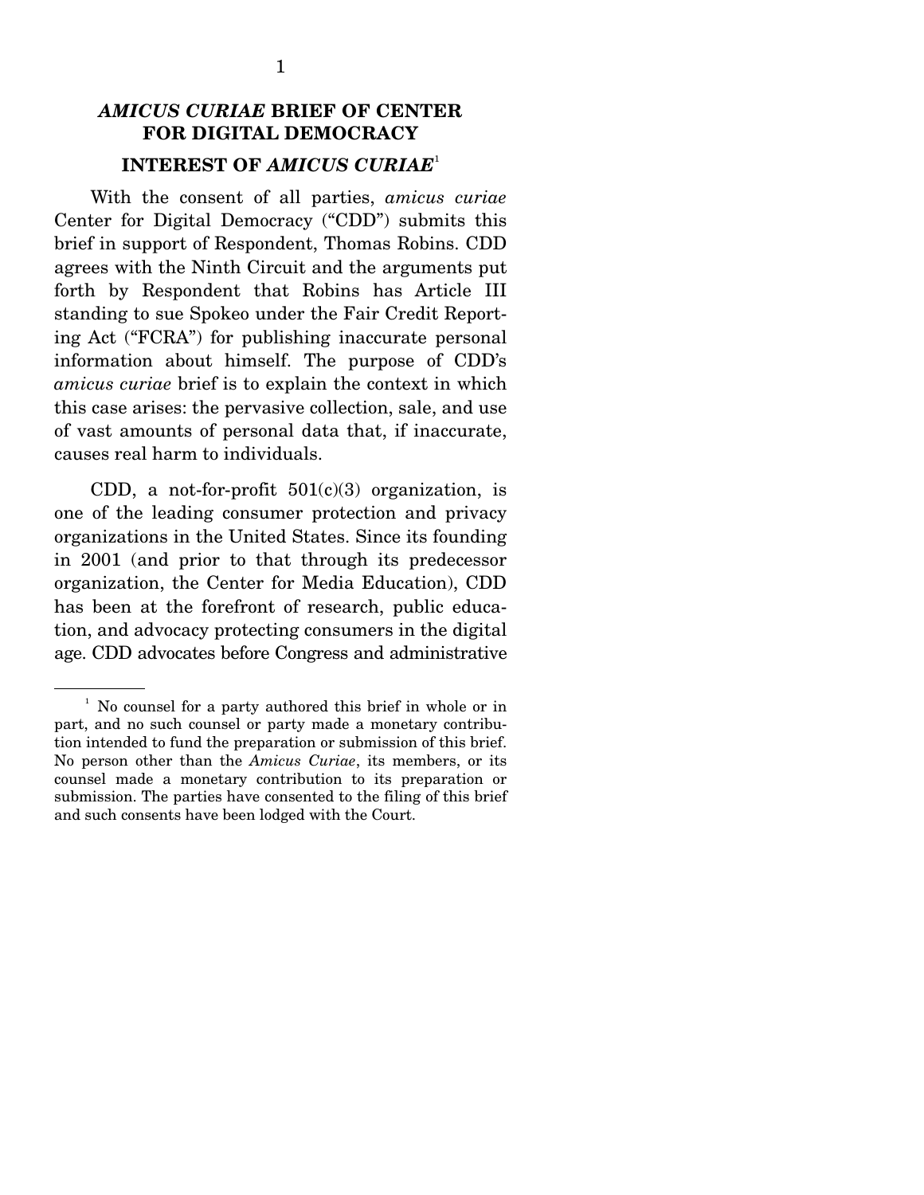## *AMICUS CURIAE* BRIEF OF CENTER FOR DIGITAL DEMOCRACY

### INTEREST OF *AMICUS CURIAE*[1]

With the consent of all parties, *amicus curiae* Center for Digital Democracy ("CDD") submits this brief in support of Respondent, Thomas Robins. CDD agrees with the Ninth Circuit and the arguments put forth by Respondent that Robins has Article III standing to sue Spokeo under the Fair Credit Reporting Act ("FCRA") for publishing inaccurate personal information about himself. The purpose of CDD's *amicus curiae* brief is to explain the context in which this case arises: the pervasive collection, sale, and use of vast amounts of personal data that, if inaccurate, causes real harm to individuals.

CDD, a not-for-profit 501(c)(3) organization, is one of the leading consumer protection and privacy organizations in the United States. Since its founding in 2001 (and prior to that through its predecessor organization, the Center for Media Education), CDD has been at the forefront of research, public education, and advocacy protecting consumers in the digital age. CDD advocates before Congress and administrative

---

[1] No counsel for a party authored this brief in whole or in part, and no such counsel or party made a monetary contribution intended to fund the preparation or submission of this brief. No person other than the *Amicus Curiae*, its members, or its counsel made a monetary contribution to its preparation or submission. The parties have consented to the filing of this brief and such consents have been lodged with the Court.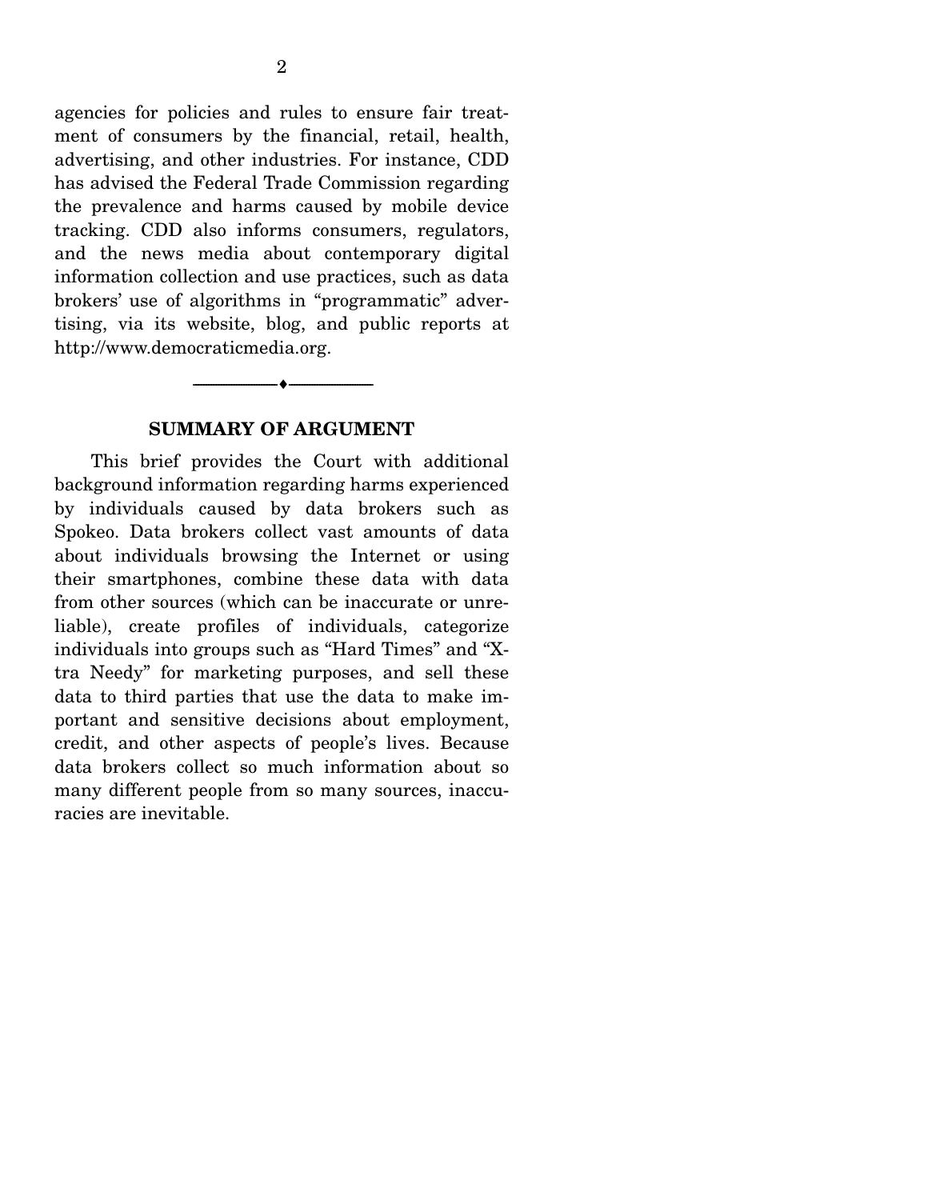agencies for policies and rules to ensure fair treatment of consumers by the financial, retail, health, advertising, and other industries. For instance, CDD has advised the Federal Trade Commission regarding the prevalence and harms caused by mobile device tracking. CDD also informs consumers, regulators, and the news media about contemporary digital information collection and use practices, such as data brokers' use of algorithms in "programmatic" advertising, via its website, blog, and public reports at http://www.democraticmedia.org.

---

## SUMMARY OF ARGUMENT

This brief provides the Court with additional background information regarding harms experienced by individuals caused by data brokers such as Spokeo. Data brokers collect vast amounts of data about individuals browsing the Internet or using their smartphones, combine these data with data from other sources (which can be inaccurate or unreliable), create profiles of individuals, categorize individuals into groups such as "Hard Times" and "X-tra Needy" for marketing purposes, and sell these data to third parties that use the data to make important and sensitive decisions about employment, credit, and other aspects of people's lives. Because data brokers collect so much information about so many different people from so many sources, inaccuracies are inevitable.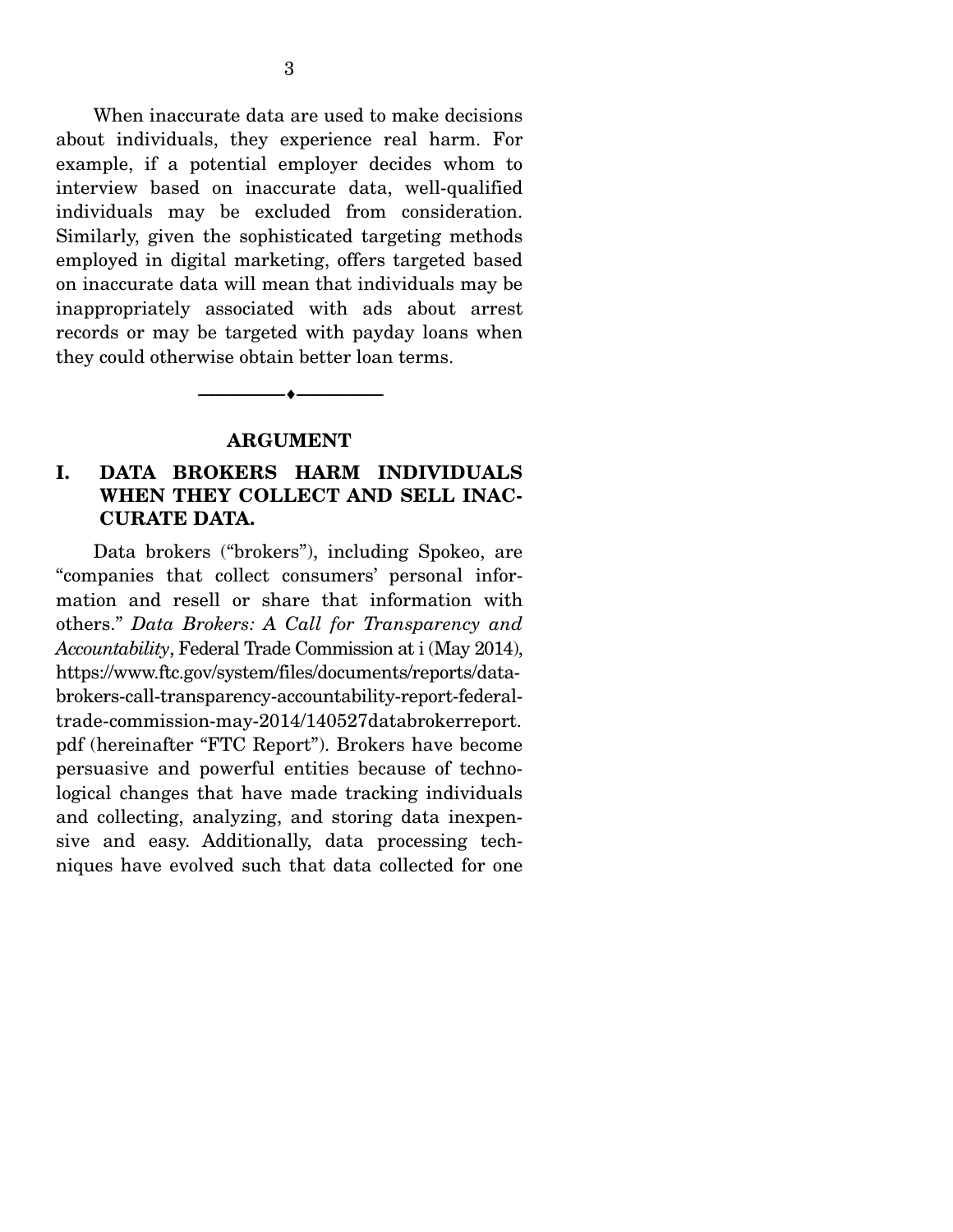When inaccurate data are used to make decisions about individuals, they experience real harm. For example, if a potential employer decides whom to interview based on inaccurate data, well-qualified individuals may be excluded from consideration. Similarly, given the sophisticated targeting methods employed in digital marketing, offers targeted based on inaccurate data will mean that individuals may be inappropriately associated with ads about arrest records or may be targeted with payday loans when they could otherwise obtain better loan terms.

---

## ARGUMENT

### I. DATA BROKERS HARM INDIVIDUALS WHEN THEY COLLECT AND SELL INACCURATE DATA.

Data brokers ("brokers"), including Spokeo, are "companies that collect consumers' personal information and resell or share that information with others." *Data Brokers: A Call for Transparency and Accountability*, Federal Trade Commission at i (May 2014), https://www.ftc.gov/system/files/documents/reports/data-brokers-call-transparency-accountability-report-federal-trade-commission-may-2014/140527databrokerreport.pdf (hereinafter "FTC Report"). Brokers have become persuasive and powerful entities because of technological changes that have made tracking individuals and collecting, analyzing, and storing data inexpensive and easy. Additionally, data processing techniques have evolved such that data collected for one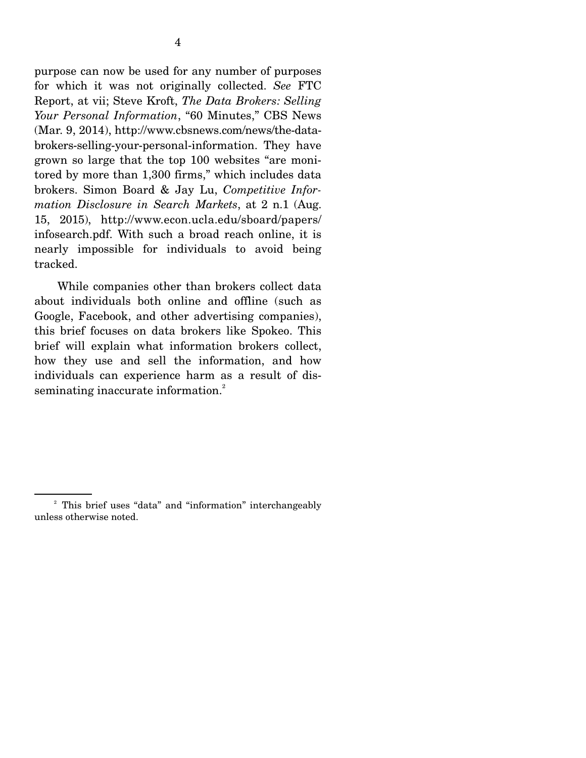purpose can now be used for any number of purposes for which it was not originally collected. *See* FTC Report, at vii; Steve Kroft, *The Data Brokers: Selling Your Personal Information*, "60 Minutes," CBS News (Mar. 9, 2014), http://www.cbsnews.com/news/the-data-brokers-selling-your-personal-information. They have grown so large that the top 100 websites "are monitored by more than 1,300 firms," which includes data brokers. Simon Board & Jay Lu, *Competitive Information Disclosure in Search Markets*, at 2 n.1 (Aug. 15, 2015), http://www.econ.ucla.edu/sboard/papers/infosearch.pdf. With such a broad reach online, it is nearly impossible for individuals to avoid being tracked.

While companies other than brokers collect data about individuals both online and offline (such as Google, Facebook, and other advertising companies), this brief focuses on data brokers like Spokeo. This brief will explain what information brokers collect, how they use and sell the information, and how individuals can experience harm as a result of disseminating inaccurate information.[2]

---

[2] This brief uses "data" and "information" interchangeably unless otherwise noted.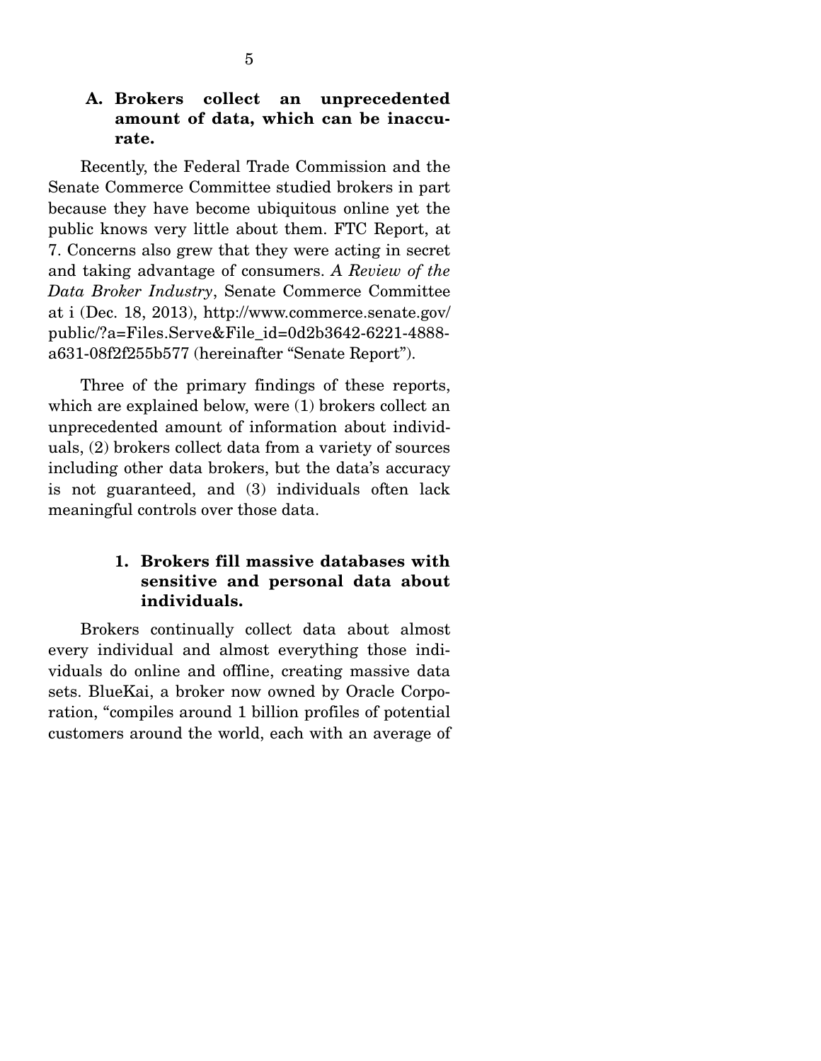### A. Brokers collect an unprecedented amount of data, which can be inaccurate.

Recently, the Federal Trade Commission and the Senate Commerce Committee studied brokers in part because they have become ubiquitous online yet the public knows very little about them. FTC Report, at 7. Concerns also grew that they were acting in secret and taking advantage of consumers. *A Review of the Data Broker Industry*, Senate Commerce Committee at i (Dec. 18, 2013), http://www.commerce.senate.gov/public/?a=Files.Serve&File_id=0d2b3642-6221-4888-a631-08f2f255b577 (hereinafter "Senate Report").

Three of the primary findings of these reports, which are explained below, were (1) brokers collect an unprecedented amount of information about individuals, (2) brokers collect data from a variety of sources including other data brokers, but the data's accuracy is not guaranteed, and (3) individuals often lack meaningful controls over those data.

#### 1. Brokers fill massive databases with sensitive and personal data about individuals.

Brokers continually collect data about almost every individual and almost everything those individuals do online and offline, creating massive data sets. BlueKai, a broker now owned by Oracle Corporation, "compiles around 1 billion profiles of potential customers around the world, each with an average of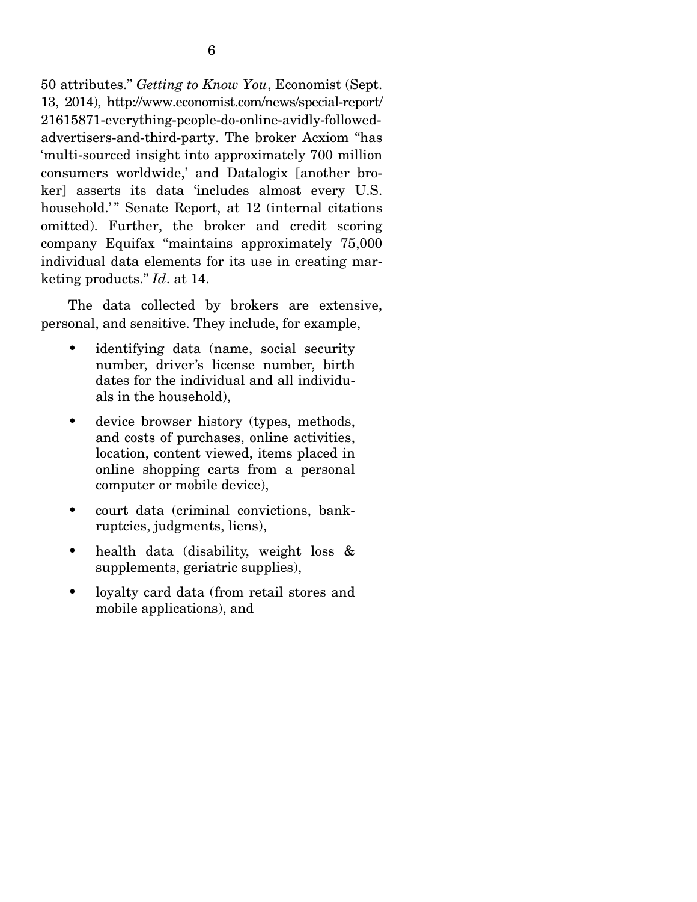50 attributes." *Getting to Know You*, Economist (Sept. 13, 2014), http://www.economist.com/news/special-report/21615871-everything-people-do-online-avidly-followed-advertisers-and-third-party. The broker Acxiom "has 'multi-sourced insight into approximately 700 million consumers worldwide,' and Datalogix [another broker] asserts its data 'includes almost every U.S. household.'" Senate Report, at 12 (internal citations omitted). Further, the broker and credit scoring company Equifax "maintains approximately 75,000 individual data elements for its use in creating marketing products." *Id*. at 14.

The data collected by brokers are extensive, personal, and sensitive. They include, for example,

- identifying data (name, social security number, driver's license number, birth dates for the individual and all individuals in the household),
- device browser history (types, methods, and costs of purchases, online activities, location, content viewed, items placed in online shopping carts from a personal computer or mobile device),
- court data (criminal convictions, bankruptcies, judgments, liens),
- health data (disability, weight loss & supplements, geriatric supplies),
- loyalty card data (from retail stores and mobile applications), and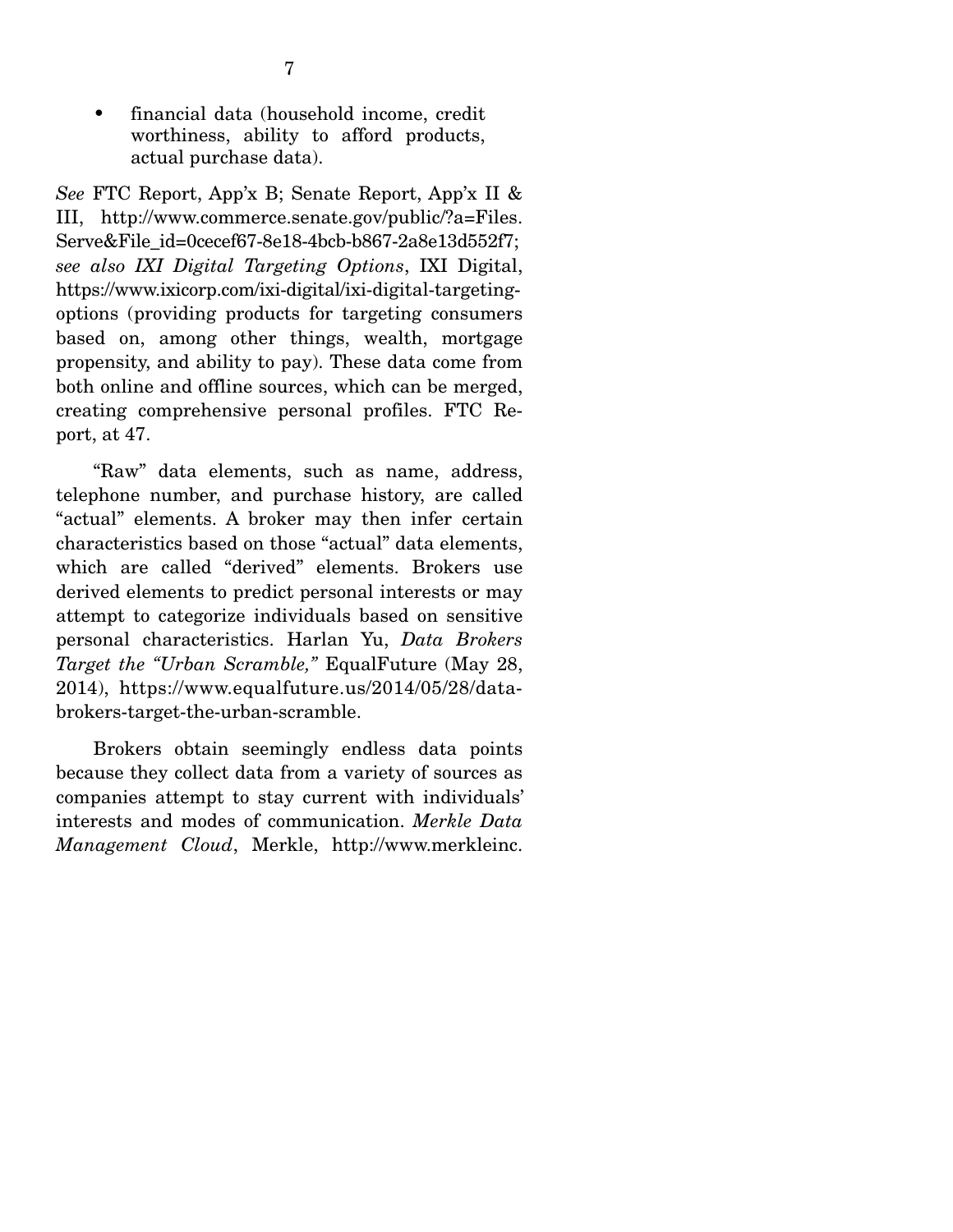- financial data (household income, credit worthiness, ability to afford products, actual purchase data).

*See* FTC Report, App'x B; Senate Report, App'x II & III, http://www.commerce.senate.gov/public/?a=Files.Serve&File_id=0cecef67-8e18-4bcb-b867-2a8e13d552f7; *see also IXI Digital Targeting Options*, IXI Digital, https://www.ixicorp.com/ixi-digital/ixi-digital-targeting-options (providing products for targeting consumers based on, among other things, wealth, mortgage propensity, and ability to pay). These data come from both online and offline sources, which can be merged, creating comprehensive personal profiles. FTC Report, at 47.

"Raw" data elements, such as name, address, telephone number, and purchase history, are called "actual" elements. A broker may then infer certain characteristics based on those "actual" data elements, which are called "derived" elements. Brokers use derived elements to predict personal interests or may attempt to categorize individuals based on sensitive personal characteristics. Harlan Yu, *Data Brokers Target the "Urban Scramble,"* EqualFuture (May 28, 2014), https://www.equalfuture.us/2014/05/28/data-brokers-target-the-urban-scramble.

Brokers obtain seemingly endless data points because they collect data from a variety of sources as companies attempt to stay current with individuals' interests and modes of communication. *Merkle Data Management Cloud*, Merkle, http://www.merkleinc.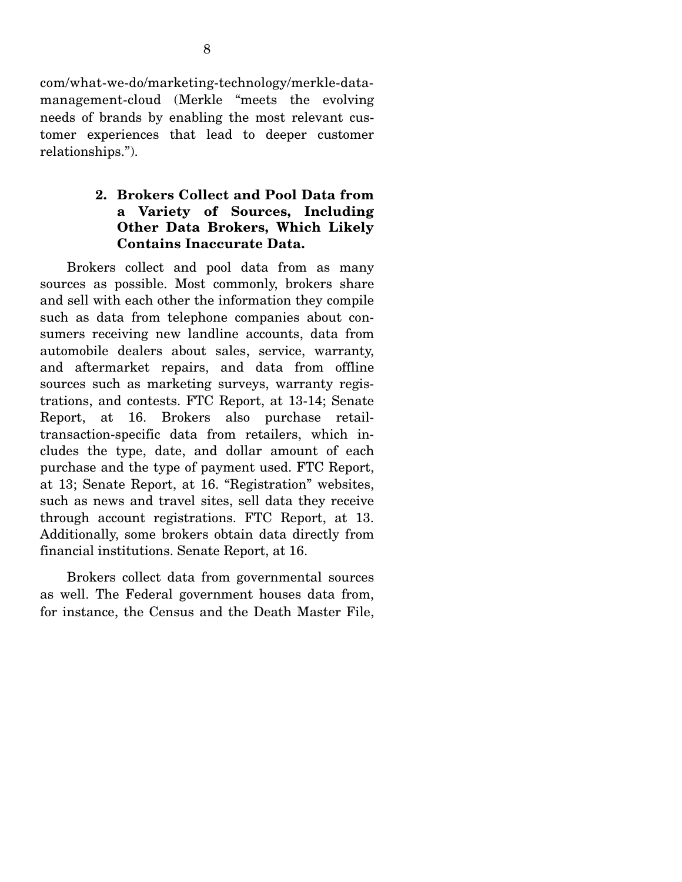com/what-we-do/marketing-technology/merkle-data-management-cloud (Merkle "meets the evolving needs of brands by enabling the most relevant customer experiences that lead to deeper customer relationships.").

**2. Brokers Collect and Pool Data from a Variety of Sources, Including Other Data Brokers, Which Likely Contains Inaccurate Data.**

Brokers collect and pool data from as many sources as possible. Most commonly, brokers share and sell with each other the information they compile such as data from telephone companies about consumers receiving new landline accounts, data from automobile dealers about sales, service, warranty, and aftermarket repairs, and data from offline sources such as marketing surveys, warranty registrations, and contests. FTC Report, at 13-14; Senate Report, at 16. Brokers also purchase retail-transaction-specific data from retailers, which includes the type, date, and dollar amount of each purchase and the type of payment used. FTC Report, at 13; Senate Report, at 16. "Registration" websites, such as news and travel sites, sell data they receive through account registrations. FTC Report, at 13. Additionally, some brokers obtain data directly from financial institutions. Senate Report, at 16.

Brokers collect data from governmental sources as well. The Federal government houses data from, for instance, the Census and the Death Master File,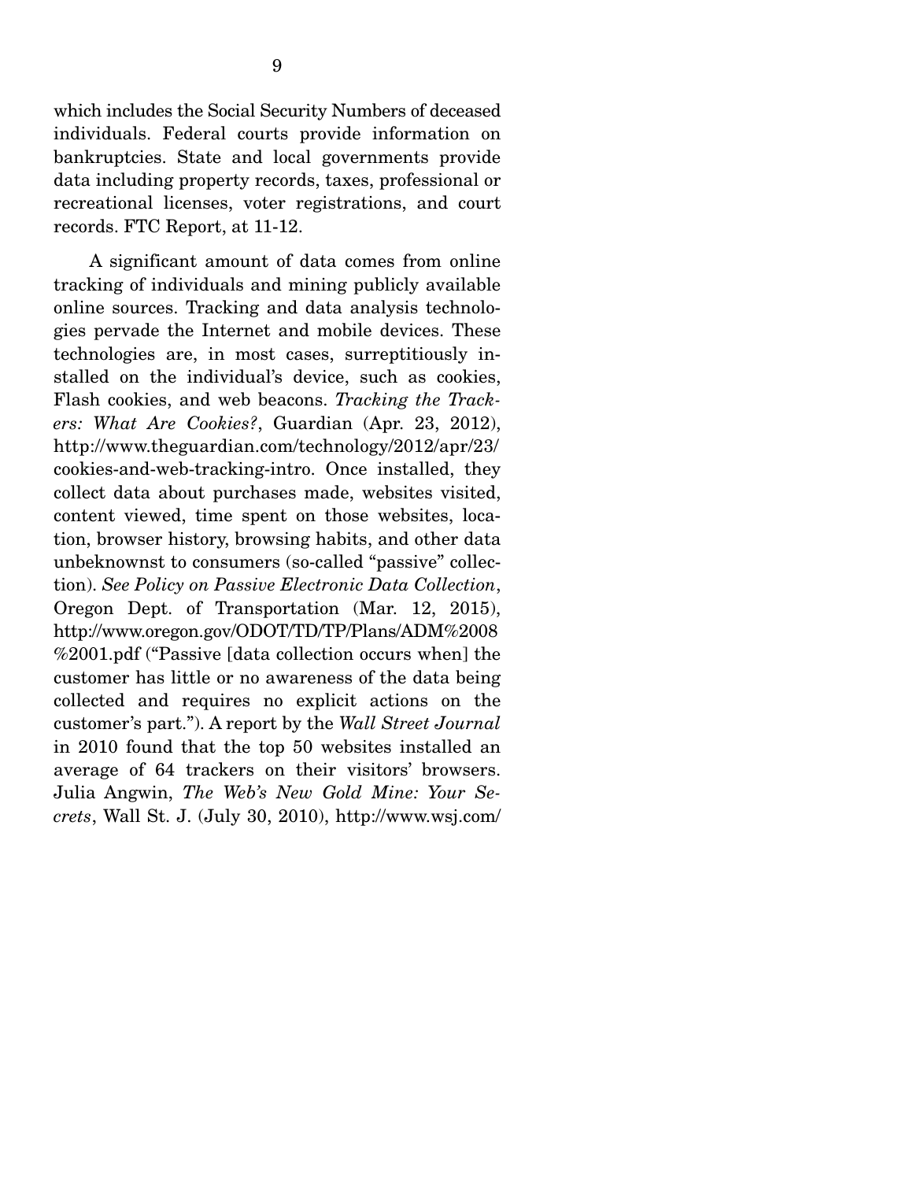which includes the Social Security Numbers of deceased individuals. Federal courts provide information on bankruptcies. State and local governments provide data including property records, taxes, professional or recreational licenses, voter registrations, and court records. FTC Report, at 11-12.

A significant amount of data comes from online tracking of individuals and mining publicly available online sources. Tracking and data analysis technologies pervade the Internet and mobile devices. These technologies are, in most cases, surreptitiously installed on the individual's device, such as cookies, Flash cookies, and web beacons. *Tracking the Trackers: What Are Cookies?*, Guardian (Apr. 23, 2012), http://www.theguardian.com/technology/2012/apr/23/cookies-and-web-tracking-intro. Once installed, they collect data about purchases made, websites visited, content viewed, time spent on those websites, location, browser history, browsing habits, and other data unbeknownst to consumers (so-called "passive" collection). *See Policy on Passive Electronic Data Collection*, Oregon Dept. of Transportation (Mar. 12, 2015), http://www.oregon.gov/ODOT/TD/TP/Plans/ADM%2008%2001.pdf ("Passive [data collection occurs when] the customer has little or no awareness of the data being collected and requires no explicit actions on the customer's part."). A report by the *Wall Street Journal* in 2010 found that the top 50 websites installed an average of 64 trackers on their visitors' browsers. Julia Angwin, *The Web's New Gold Mine: Your Secrets*, Wall St. J. (July 30, 2010), http://www.wsj.com/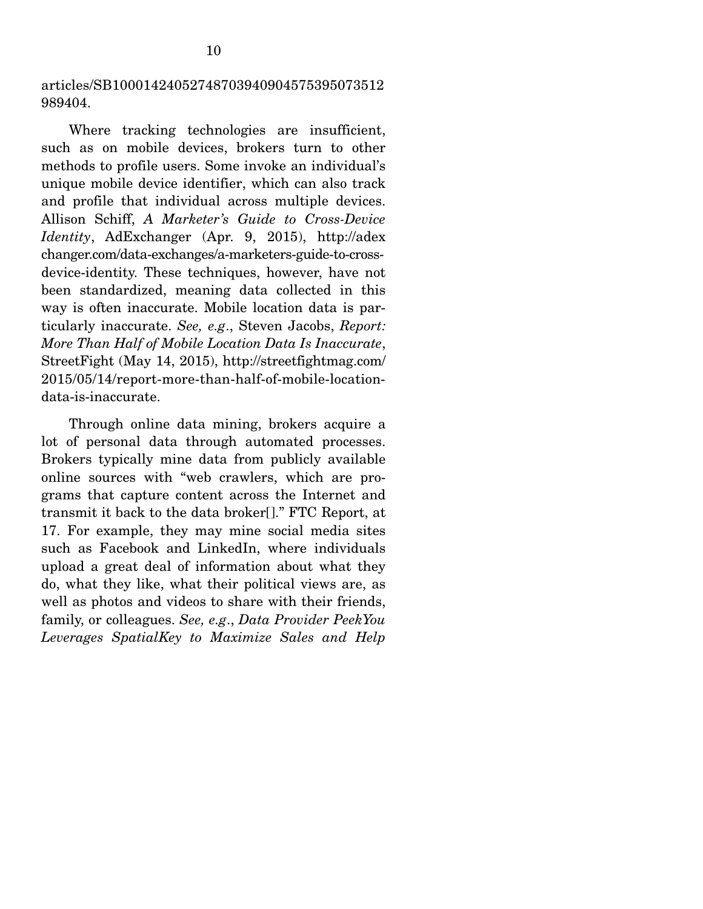articles/SB10001424052748703940904575395073512989404.

Where tracking technologies are insufficient, such as on mobile devices, brokers turn to other methods to profile users. Some invoke an individual's unique mobile device identifier, which can also track and profile that individual across multiple devices. Allison Schiff, *A Marketer's Guide to Cross-Device Identity*, AdExchanger (Apr. 9, 2015), http://adexchanger.com/data-exchanges/a-marketers-guide-to-cross-device-identity. These techniques, however, have not been standardized, meaning data collected in this way is often inaccurate. Mobile location data is particularly inaccurate. *See, e.g.*, Steven Jacobs, *Report: More Than Half of Mobile Location Data Is Inaccurate*, StreetFight (May 14, 2015), http://streetfightmag.com/2015/05/14/report-more-than-half-of-mobile-location-data-is-inaccurate.

Through online data mining, brokers acquire a lot of personal data through automated processes. Brokers typically mine data from publicly available online sources with "web crawlers, which are programs that capture content across the Internet and transmit it back to the data broker[]." FTC Report, at 17. For example, they may mine social media sites such as Facebook and LinkedIn, where individuals upload a great deal of information about what they do, what they like, what their political views are, as well as photos and videos to share with their friends, family, or colleagues. *See, e.g.*, *Data Provider PeekYou Leverages SpatialKey to Maximize Sales and Help*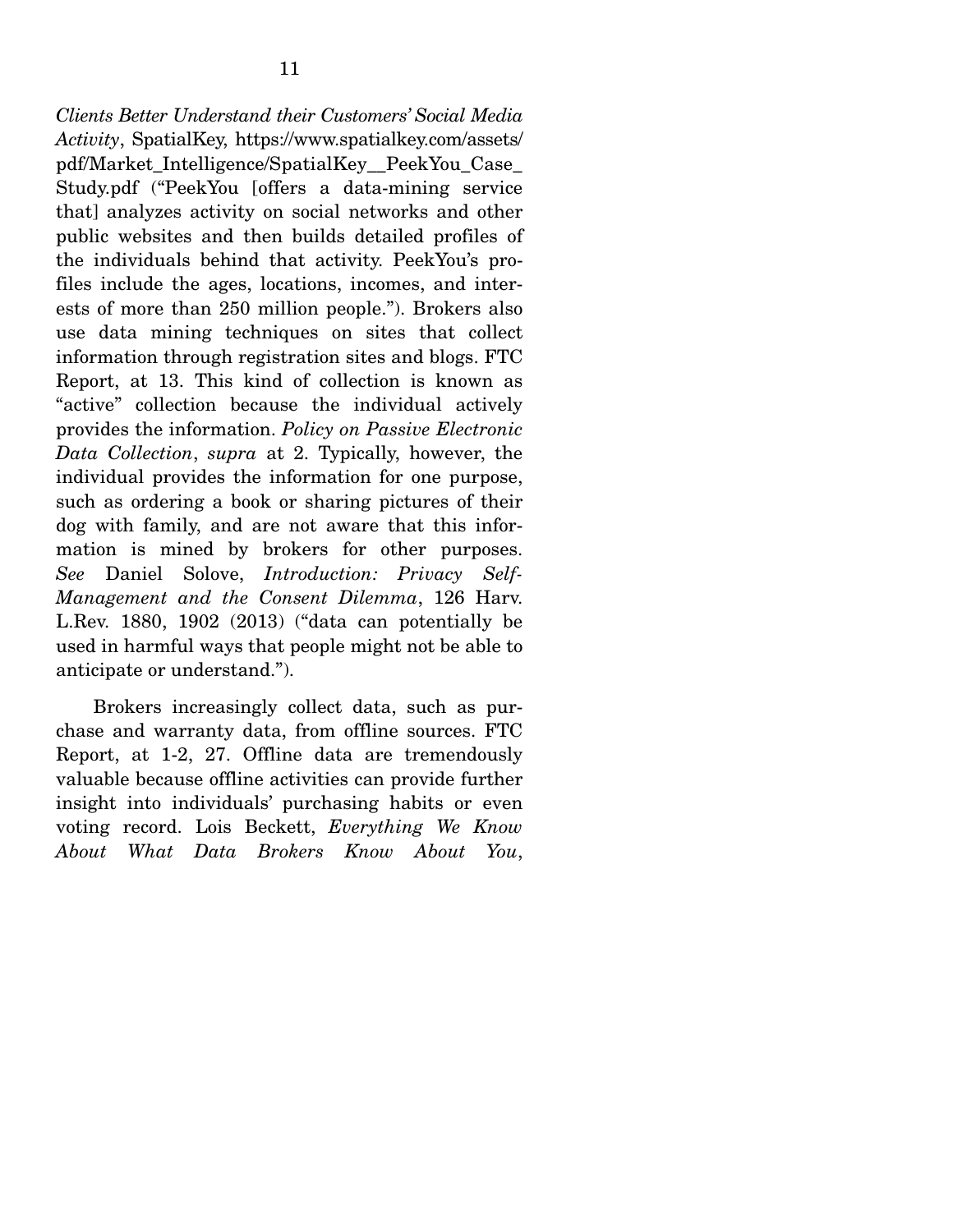*Clients Better Understand their Customers' Social Media Activity*, SpatialKey, https://www.spatialkey.com/assets/pdf/Market_Intelligence/SpatialKey__PeekYou_Case_Study.pdf ("PeekYou [offers a data-mining service that] analyzes activity on social networks and other public websites and then builds detailed profiles of the individuals behind that activity. PeekYou's profiles include the ages, locations, incomes, and interests of more than 250 million people."). Brokers also use data mining techniques on sites that collect information through registration sites and blogs. FTC Report, at 13. This kind of collection is known as "active" collection because the individual actively provides the information. *Policy on Passive Electronic Data Collection*, *supra* at 2. Typically, however, the individual provides the information for one purpose, such as ordering a book or sharing pictures of their dog with family, and are not aware that this information is mined by brokers for other purposes. *See* Daniel Solove, *Introduction: Privacy Self-Management and the Consent Dilemma*, 126 Harv. L.Rev. 1880, 1902 (2013) ("data can potentially be used in harmful ways that people might not be able to anticipate or understand.").

Brokers increasingly collect data, such as purchase and warranty data, from offline sources. FTC Report, at 1-2, 27. Offline data are tremendously valuable because offline activities can provide further insight into individuals' purchasing habits or even voting record. Lois Beckett, *Everything We Know About What Data Brokers Know About You*,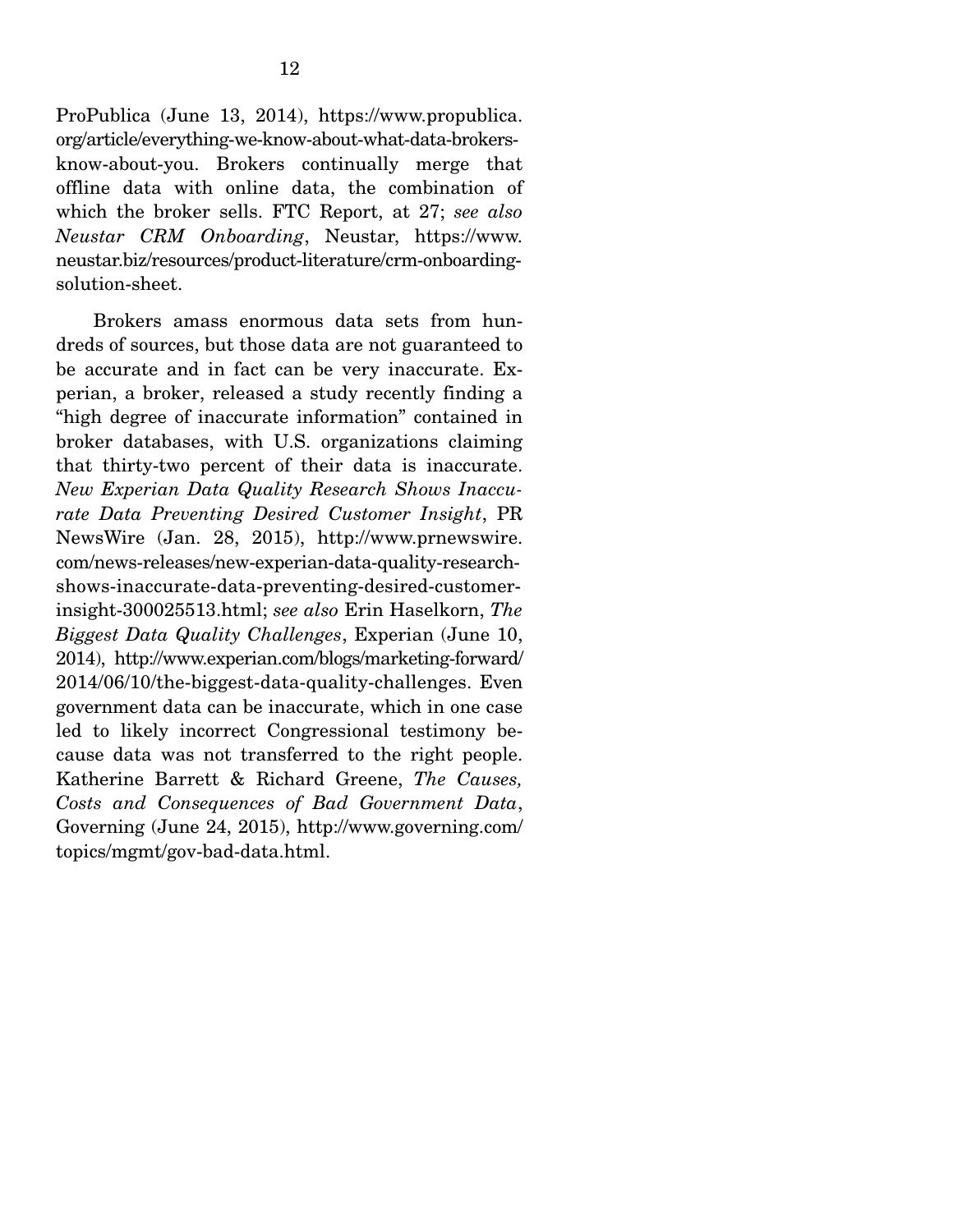ProPublica (June 13, 2014), https://www.propublica.org/article/everything-we-know-about-what-data-brokers-know-about-you. Brokers continually merge that offline data with online data, the combination of which the broker sells. FTC Report, at 27; *see also* *Neustar CRM Onboarding*, Neustar, https://www.neustar.biz/resources/product-literature/crm-onboarding-solution-sheet.

Brokers amass enormous data sets from hundreds of sources, but those data are not guaranteed to be accurate and in fact can be very inaccurate. Experian, a broker, released a study recently finding a "high degree of inaccurate information" contained in broker databases, with U.S. organizations claiming that thirty-two percent of their data is inaccurate. *New Experian Data Quality Research Shows Inaccurate Data Preventing Desired Customer Insight*, PR NewsWire (Jan. 28, 2015), http://www.prnewswire.com/news-releases/new-experian-data-quality-research-shows-inaccurate-data-preventing-desired-customer-insight-300025513.html; *see also* Erin Haselkorn, *The Biggest Data Quality Challenges*, Experian (June 10, 2014), http://www.experian.com/blogs/marketing-forward/2014/06/10/the-biggest-data-quality-challenges. Even government data can be inaccurate, which in one case led to likely incorrect Congressional testimony because data was not transferred to the right people. Katherine Barrett & Richard Greene, *The Causes, Costs and Consequences of Bad Government Data*, Governing (June 24, 2015), http://www.governing.com/topics/mgmt/gov-bad-data.html.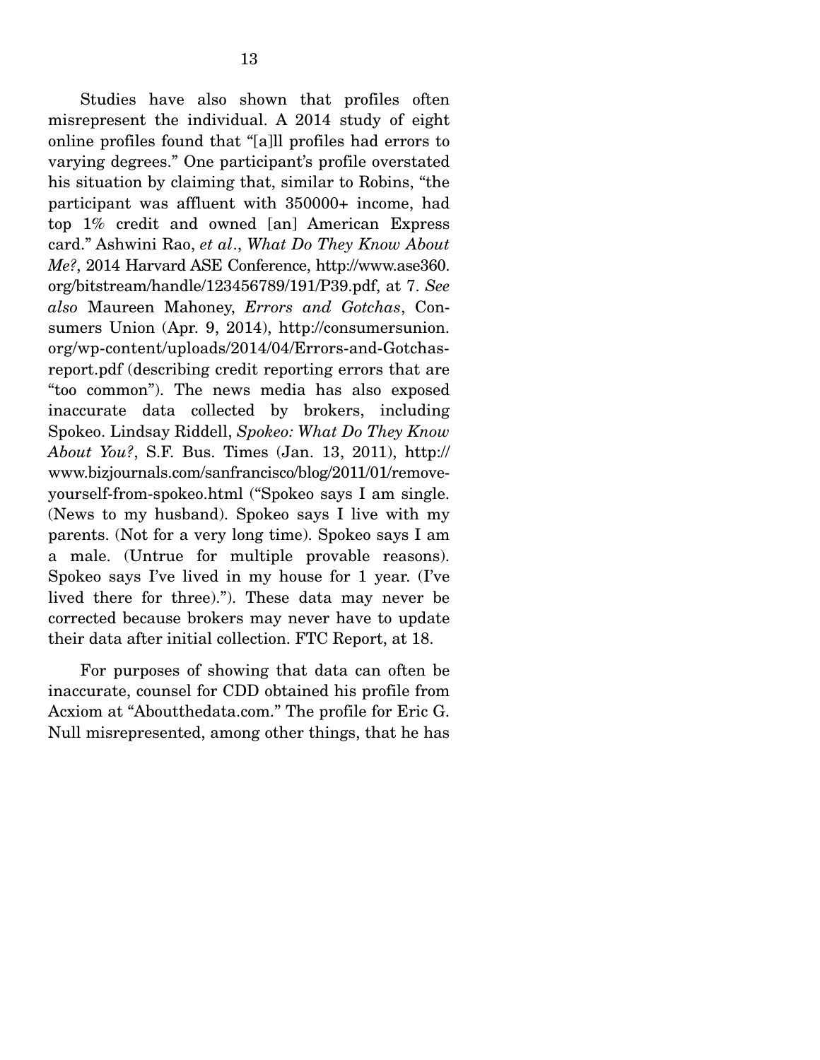Studies have also shown that profiles often misrepresent the individual. A 2014 study of eight online profiles found that "[a]ll profiles had errors to varying degrees." One participant's profile overstated his situation by claiming that, similar to Robins, "the participant was affluent with 350000+ income, had top 1% credit and owned [an] American Express card." Ashwini Rao, *et al*., *What Do They Know About Me?*, 2014 Harvard ASE Conference, http://www.ase360.org/bitstream/handle/123456789/191/P39.pdf, at 7. *See also* Maureen Mahoney, *Errors and Gotchas*, Consumers Union (Apr. 9, 2014), http://consumersunion.org/wp-content/uploads/2014/04/Errors-and-Gotchas-report.pdf (describing credit reporting errors that are "too common"). The news media has also exposed inaccurate data collected by brokers, including Spokeo. Lindsay Riddell, *Spokeo: What Do They Know About You?*, S.F. Bus. Times (Jan. 13, 2011), http://www.bizjournals.com/sanfrancisco/blog/2011/01/remove-yourself-from-spokeo.html ("Spokeo says I am single. (News to my husband). Spokeo says I live with my parents. (Not for a very long time). Spokeo says I am a male. (Untrue for multiple provable reasons). Spokeo says I've lived in my house for 1 year. (I've lived there for three)."). These data may never be corrected because brokers may never have to update their data after initial collection. FTC Report, at 18.

For purposes of showing that data can often be inaccurate, counsel for CDD obtained his profile from Acxiom at "Aboutthedata.com." The profile for Eric G. Null misrepresented, among other things, that he has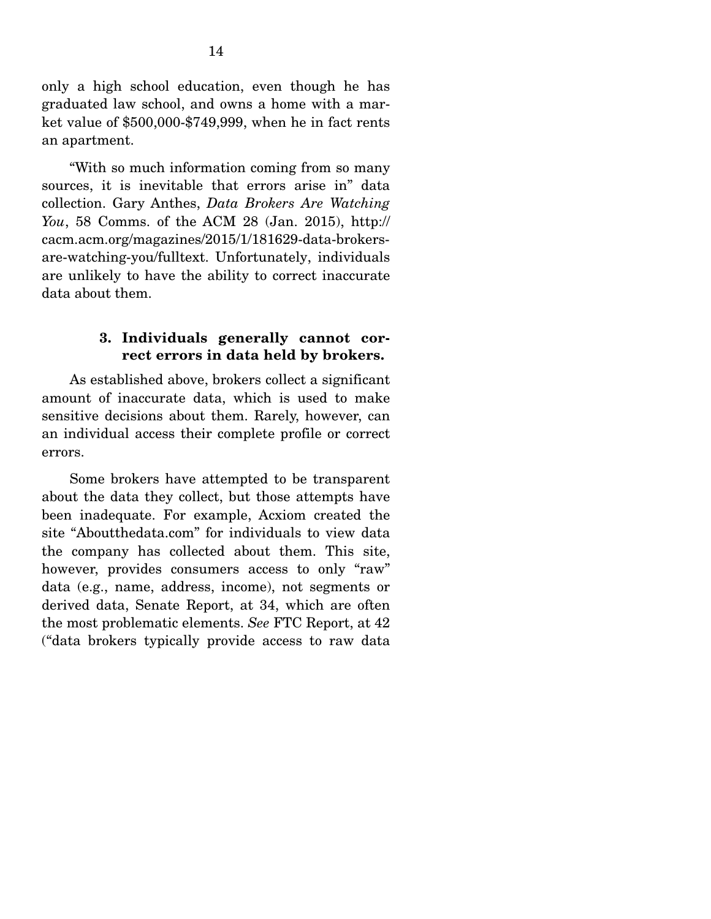only a high school education, even though he has graduated law school, and owns a home with a market value of $500,000-$749,999, when he in fact rents an apartment.

"With so much information coming from so many sources, it is inevitable that errors arise in" data collection. Gary Anthes, *Data Brokers Are Watching You*, 58 Comms. of the ACM 28 (Jan. 2015), http://cacm.acm.org/magazines/2015/1/181629-data-brokers-are-watching-you/fulltext. Unfortunately, individuals are unlikely to have the ability to correct inaccurate data about them.

### 3. Individuals generally cannot correct errors in data held by brokers.

As established above, brokers collect a significant amount of inaccurate data, which is used to make sensitive decisions about them. Rarely, however, can an individual access their complete profile or correct errors.

Some brokers have attempted to be transparent about the data they collect, but those attempts have been inadequate. For example, Acxiom created the site "Aboutthedata.com" for individuals to view data the company has collected about them. This site, however, provides consumers access to only "raw" data (e.g., name, address, income), not segments or derived data, Senate Report, at 34, which are often the most problematic elements. *See* FTC Report, at 42 ("data brokers typically provide access to raw data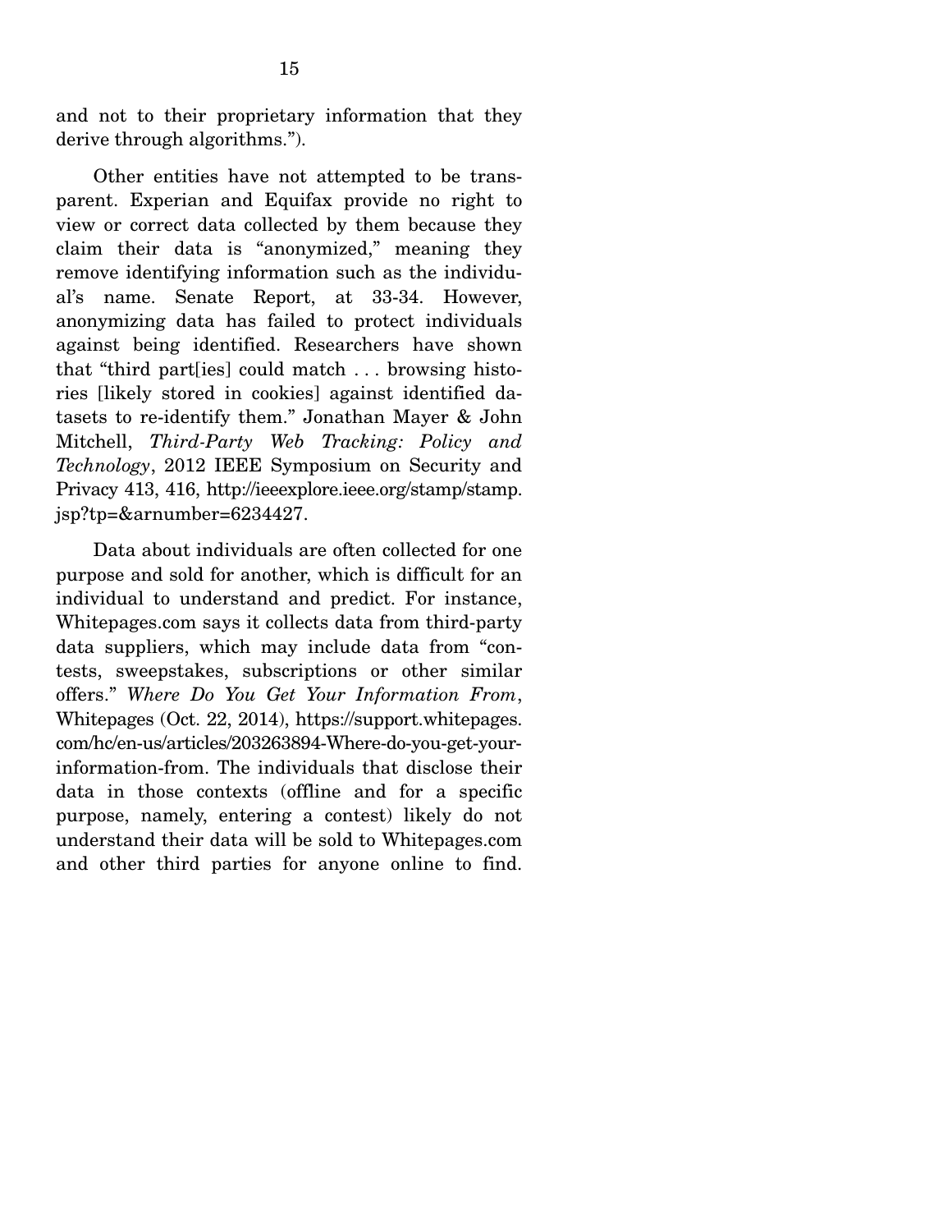and not to their proprietary information that they derive through algorithms.").

Other entities have not attempted to be transparent. Experian and Equifax provide no right to view or correct data collected by them because they claim their data is "anonymized," meaning they remove identifying information such as the individual's name. Senate Report, at 33-34. However, anonymizing data has failed to protect individuals against being identified. Researchers have shown that "third part[ies] could match . . . browsing histories [likely stored in cookies] against identified datasets to re-identify them." Jonathan Mayer & John Mitchell, *Third-Party Web Tracking: Policy and Technology*, 2012 IEEE Symposium on Security and Privacy 413, 416, http://ieeexplore.ieee.org/stamp/stamp.jsp?tp=&arnumber=6234427.

Data about individuals are often collected for one purpose and sold for another, which is difficult for an individual to understand and predict. For instance, Whitepages.com says it collects data from third-party data suppliers, which may include data from "contests, sweepstakes, subscriptions or other similar offers." *Where Do You Get Your Information From*, Whitepages (Oct. 22, 2014), https://support.whitepages.com/hc/en-us/articles/203263894-Where-do-you-get-your-information-from. The individuals that disclose their data in those contexts (offline and for a specific purpose, namely, entering a contest) likely do not understand their data will be sold to Whitepages.com and other third parties for anyone online to find.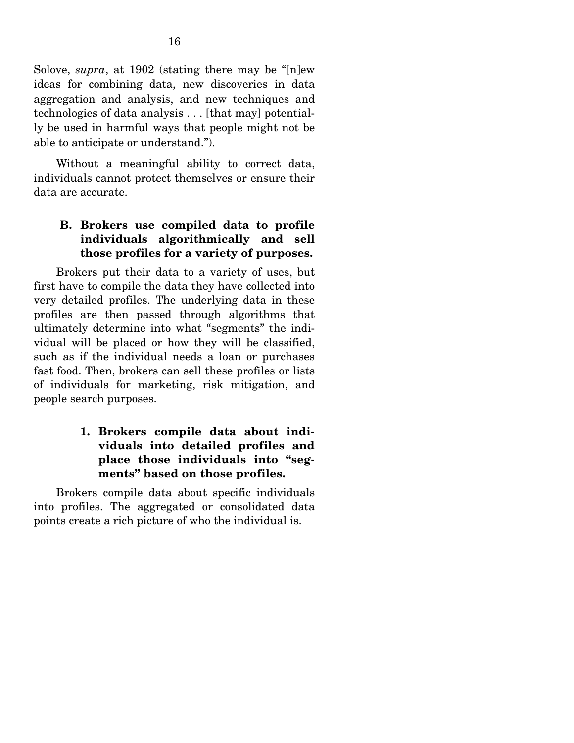Solove, *supra*, at 1902 (stating there may be "[n]ew ideas for combining data, new discoveries in data aggregation and analysis, and new techniques and technologies of data analysis . . . [that may] potentially be used in harmful ways that people might not be able to anticipate or understand.").

Without a meaningful ability to correct data, individuals cannot protect themselves or ensure their data are accurate.

### B. Brokers use compiled data to profile individuals algorithmically and sell those profiles for a variety of purposes.

Brokers put their data to a variety of uses, but first have to compile the data they have collected into very detailed profiles. The underlying data in these profiles are then passed through algorithms that ultimately determine into what "segments" the individual will be placed or how they will be classified, such as if the individual needs a loan or purchases fast food. Then, brokers can sell these profiles or lists of individuals for marketing, risk mitigation, and people search purposes.

#### 1. Brokers compile data about individuals into detailed profiles and place those individuals into "segments" based on those profiles.

Brokers compile data about specific individuals into profiles. The aggregated or consolidated data points create a rich picture of who the individual is.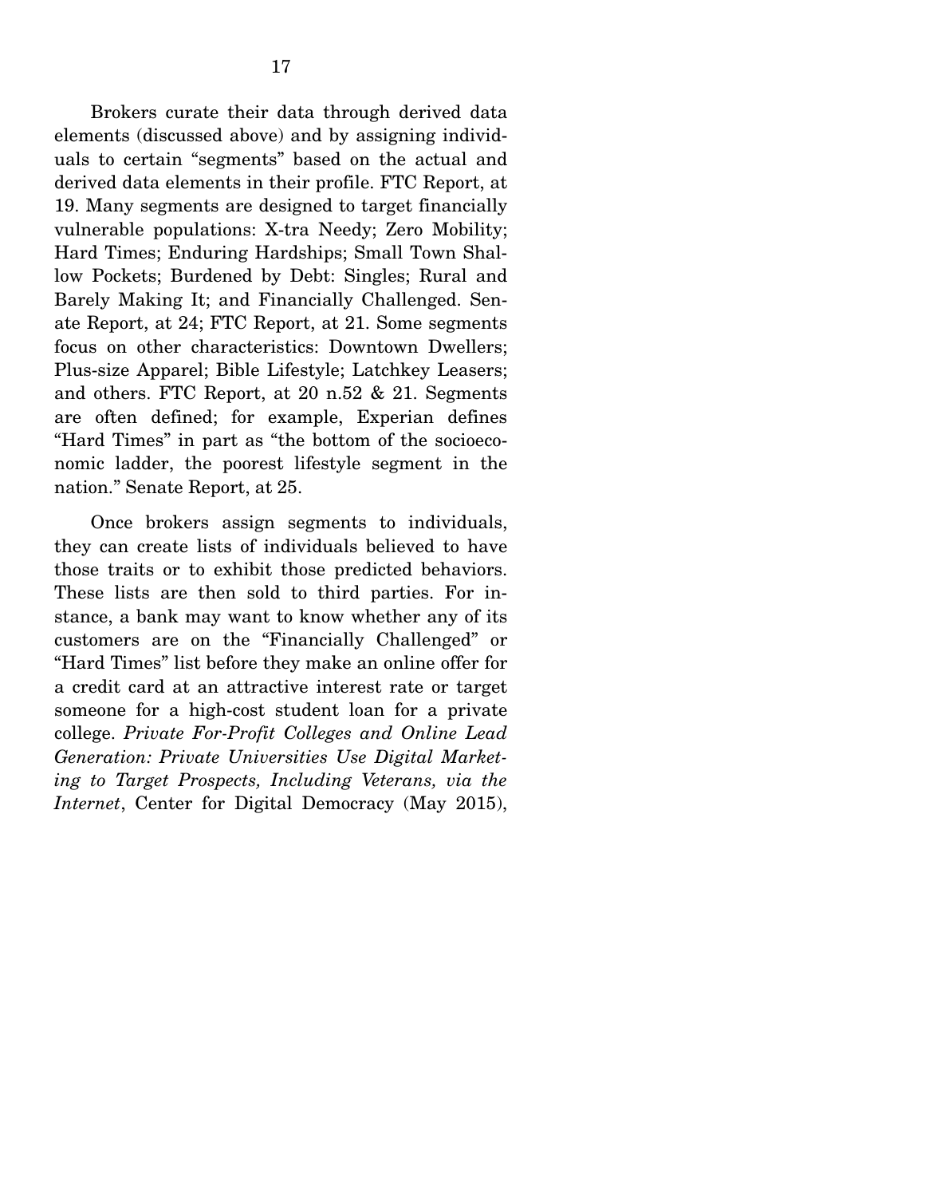Brokers curate their data through derived data elements (discussed above) and by assigning individuals to certain "segments" based on the actual and derived data elements in their profile. FTC Report, at 19. Many segments are designed to target financially vulnerable populations: X-tra Needy; Zero Mobility; Hard Times; Enduring Hardships; Small Town Shallow Pockets; Burdened by Debt: Singles; Rural and Barely Making It; and Financially Challenged. Senate Report, at 24; FTC Report, at 21. Some segments focus on other characteristics: Downtown Dwellers; Plus-size Apparel; Bible Lifestyle; Latchkey Leasers; and others. FTC Report, at 20 n.52 & 21. Segments are often defined; for example, Experian defines "Hard Times" in part as "the bottom of the socioeconomic ladder, the poorest lifestyle segment in the nation." Senate Report, at 25.

Once brokers assign segments to individuals, they can create lists of individuals believed to have those traits or to exhibit those predicted behaviors. These lists are then sold to third parties. For instance, a bank may want to know whether any of its customers are on the "Financially Challenged" or "Hard Times" list before they make an online offer for a credit card at an attractive interest rate or target someone for a high-cost student loan for a private college. *Private For-Profit Colleges and Online Lead Generation: Private Universities Use Digital Marketing to Target Prospects, Including Veterans, via the Internet*, Center for Digital Democracy (May 2015),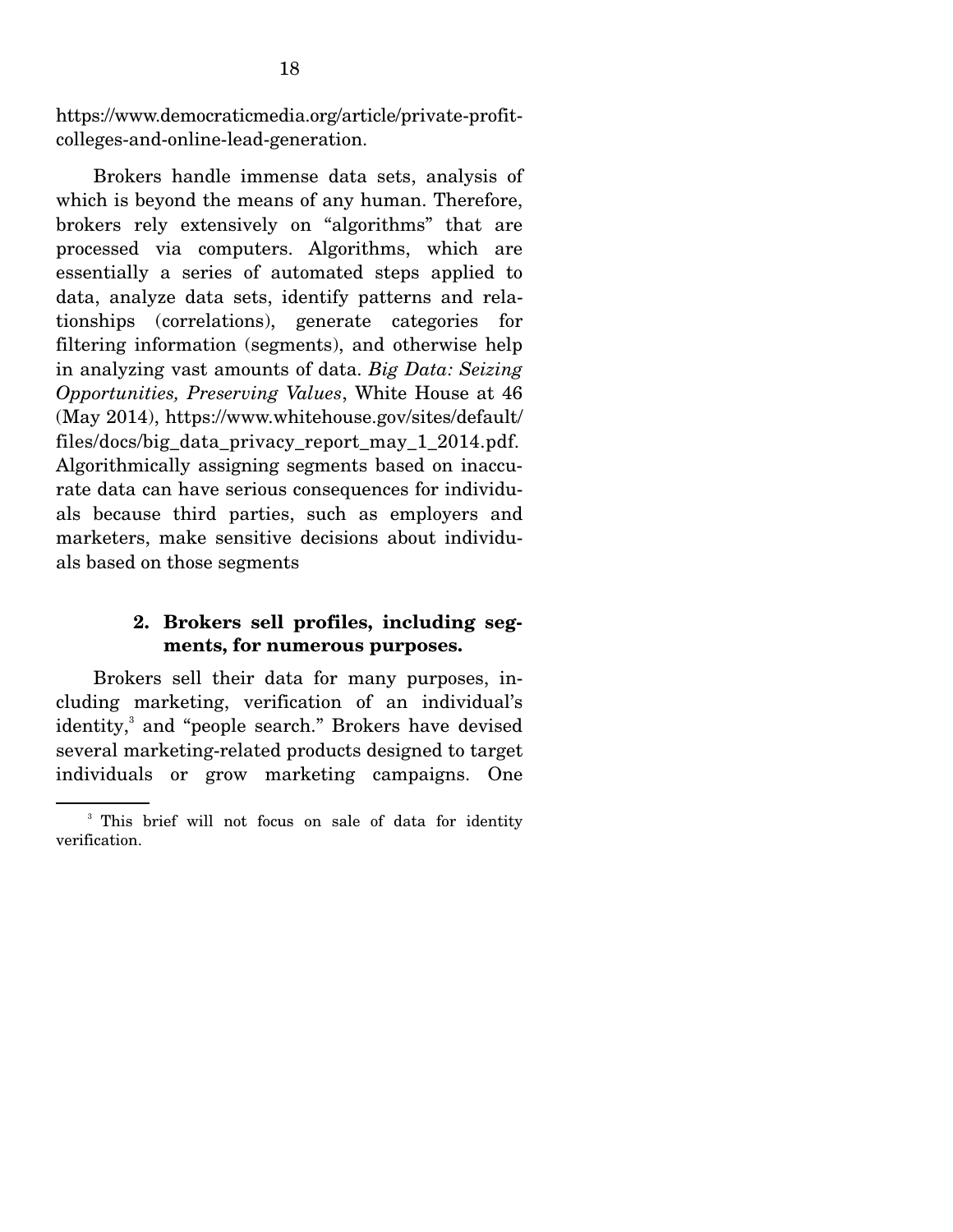https://www.democraticmedia.org/article/private-profit-colleges-and-online-lead-generation.

Brokers handle immense data sets, analysis of which is beyond the means of any human. Therefore, brokers rely extensively on "algorithms" that are processed via computers. Algorithms, which are essentially a series of automated steps applied to data, analyze data sets, identify patterns and relationships (correlations), generate categories for filtering information (segments), and otherwise help in analyzing vast amounts of data. *Big Data: Seizing Opportunities, Preserving Values*, White House at 46 (May 2014), https://www.whitehouse.gov/sites/default/files/docs/big_data_privacy_report_may_1_2014.pdf. Algorithmically assigning segments based on inaccurate data can have serious consequences for individuals because third parties, such as employers and marketers, make sensitive decisions about individuals based on those segments

### 2. Brokers sell profiles, including segments, for numerous purposes.

Brokers sell their data for many purposes, including marketing, verification of an individual's identity,[3] and "people search." Brokers have devised several marketing-related products designed to target individuals or grow marketing campaigns. One

---

[3] This brief will not focus on sale of data for identity verification.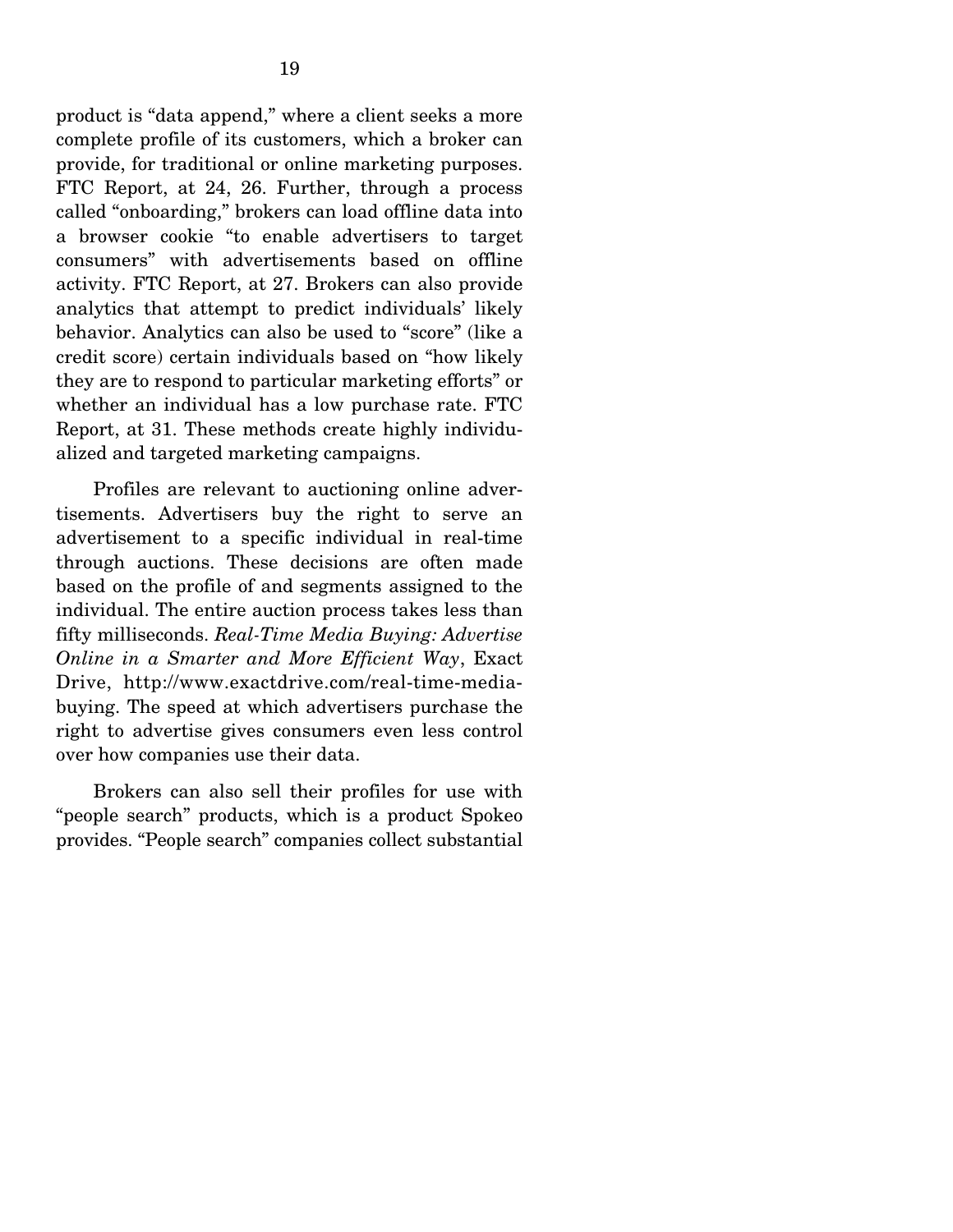product is "data append," where a client seeks a more complete profile of its customers, which a broker can provide, for traditional or online marketing purposes. FTC Report, at 24, 26. Further, through a process called "onboarding," brokers can load offline data into a browser cookie "to enable advertisers to target consumers" with advertisements based on offline activity. FTC Report, at 27. Brokers can also provide analytics that attempt to predict individuals' likely behavior. Analytics can also be used to "score" (like a credit score) certain individuals based on "how likely they are to respond to particular marketing efforts" or whether an individual has a low purchase rate. FTC Report, at 31. These methods create highly individualized and targeted marketing campaigns.

Profiles are relevant to auctioning online advertisements. Advertisers buy the right to serve an advertisement to a specific individual in real-time through auctions. These decisions are often made based on the profile of and segments assigned to the individual. The entire auction process takes less than fifty milliseconds. *Real-Time Media Buying: Advertise Online in a Smarter and More Efficient Way*, Exact Drive, http://www.exactdrive.com/real-time-media-buying. The speed at which advertisers purchase the right to advertise gives consumers even less control over how companies use their data.

Brokers can also sell their profiles for use with "people search" products, which is a product Spokeo provides. "People search" companies collect substantial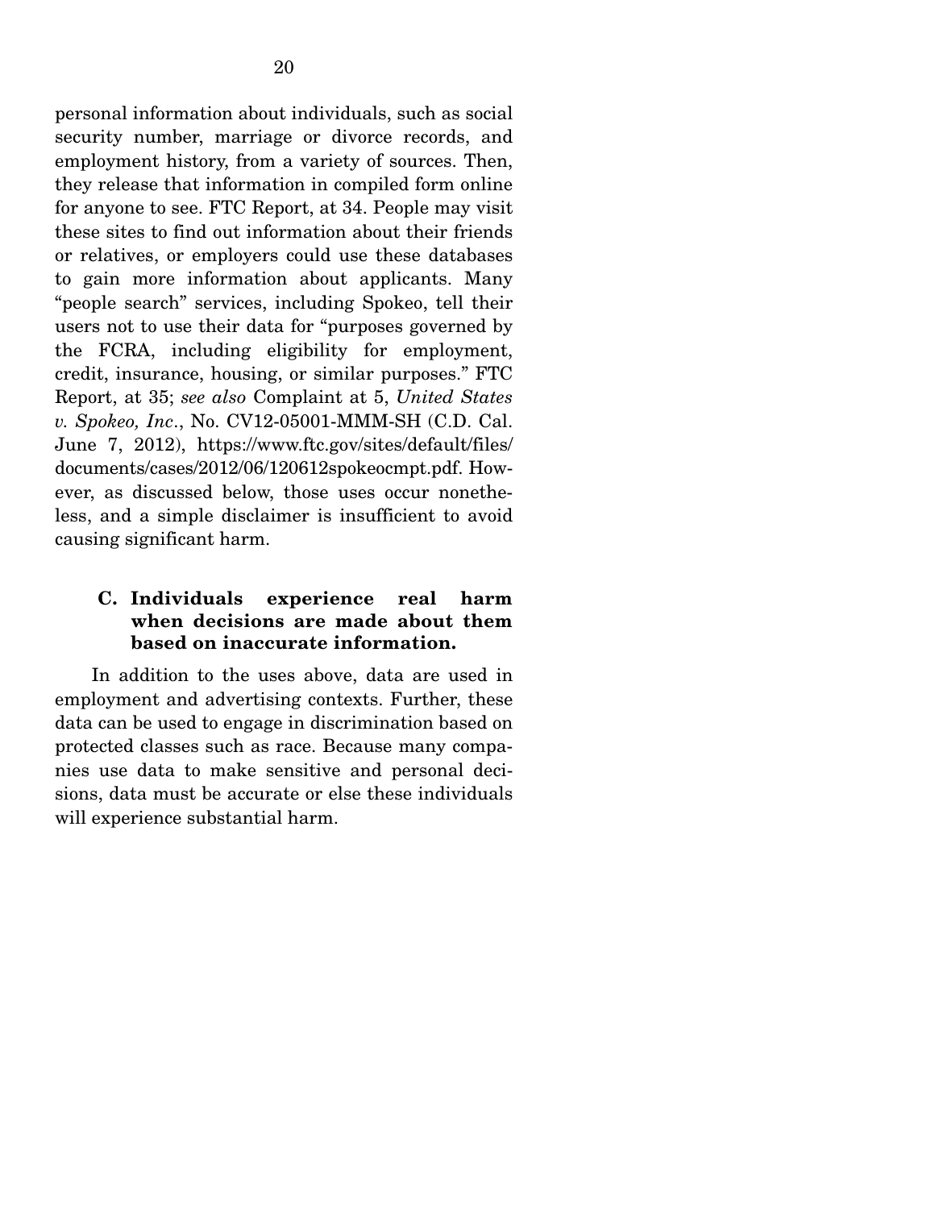personal information about individuals, such as social security number, marriage or divorce records, and employment history, from a variety of sources. Then, they release that information in compiled form online for anyone to see. FTC Report, at 34. People may visit these sites to find out information about their friends or relatives, or employers could use these databases to gain more information about applicants. Many "people search" services, including Spokeo, tell their users not to use their data for "purposes governed by the FCRA, including eligibility for employment, credit, insurance, housing, or similar purposes." FTC Report, at 35; *see also* Complaint at 5, *United States v. Spokeo, Inc*., No. CV12-05001-MMM-SH (C.D. Cal. June 7, 2012), https://www.ftc.gov/sites/default/files/documents/cases/2012/06/120612spokeocmpt.pdf. However, as discussed below, those uses occur nonetheless, and a simple disclaimer is insufficient to avoid causing significant harm.

### C. Individuals experience real harm when decisions are made about them based on inaccurate information.

In addition to the uses above, data are used in employment and advertising contexts. Further, these data can be used to engage in discrimination based on protected classes such as race. Because many companies use data to make sensitive and personal decisions, data must be accurate or else these individuals will experience substantial harm.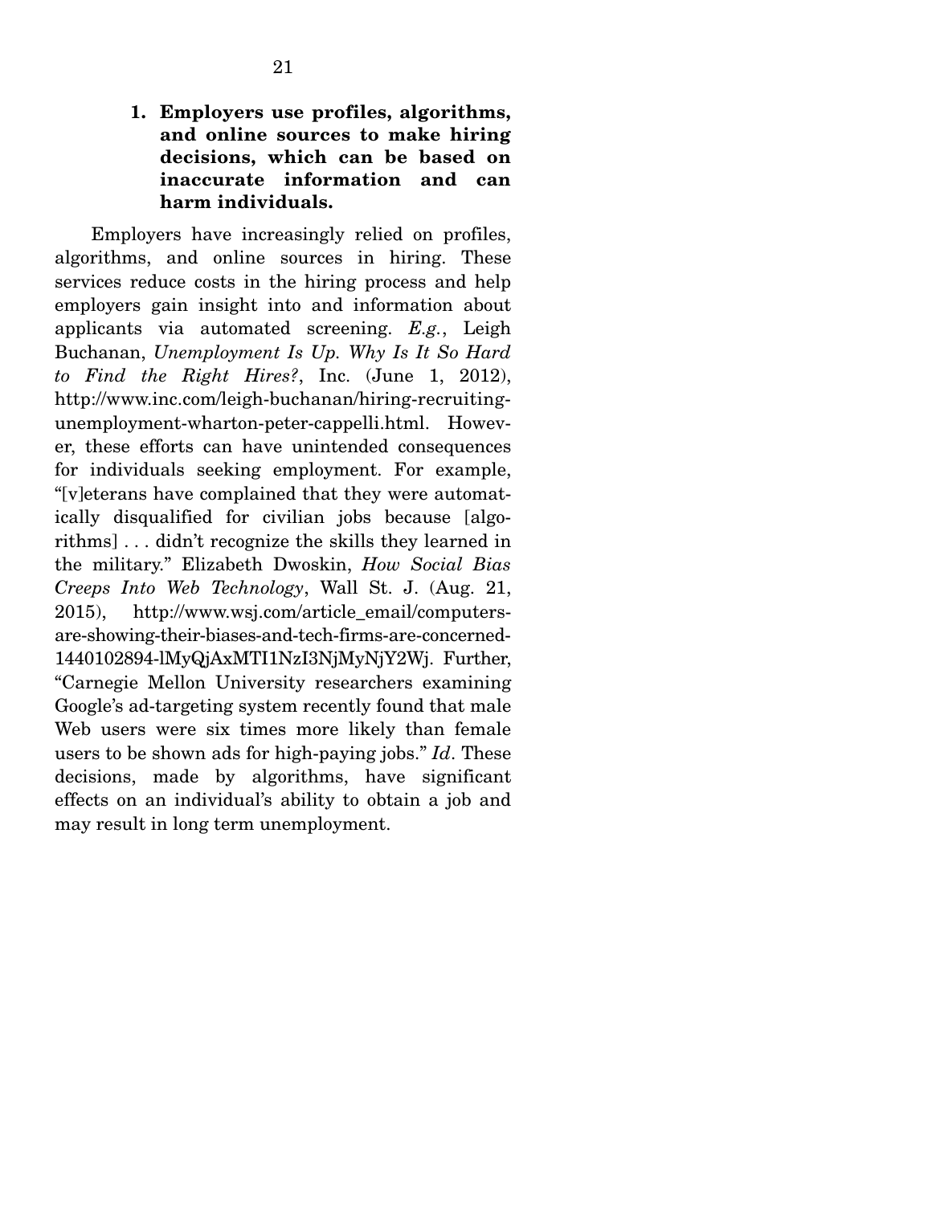### 1. Employers use profiles, algorithms, and online sources to make hiring decisions, which can be based on inaccurate information and can harm individuals.

Employers have increasingly relied on profiles, algorithms, and online sources in hiring. These services reduce costs in the hiring process and help employers gain insight into and information about applicants via automated screening. *E.g.*, Leigh Buchanan, *Unemployment Is Up. Why Is It So Hard to Find the Right Hires?*, Inc. (June 1, 2012), http://www.inc.com/leigh-buchanan/hiring-recruiting-unemployment-wharton-peter-cappelli.html. However, these efforts can have unintended consequences for individuals seeking employment. For example, "[v]eterans have complained that they were automatically disqualified for civilian jobs because [algorithms] . . . didn't recognize the skills they learned in the military." Elizabeth Dwoskin, *How Social Bias Creeps Into Web Technology*, Wall St. J. (Aug. 21, 2015), http://www.wsj.com/article_email/computers-are-showing-their-biases-and-tech-firms-are-concerned-1440102894-lMyQjAxMTI1NzI3NjMyNjY2Wj. Further, "Carnegie Mellon University researchers examining Google's ad-targeting system recently found that male Web users were six times more likely than female users to be shown ads for high-paying jobs." *Id*. These decisions, made by algorithms, have significant effects on an individual's ability to obtain a job and may result in long term unemployment.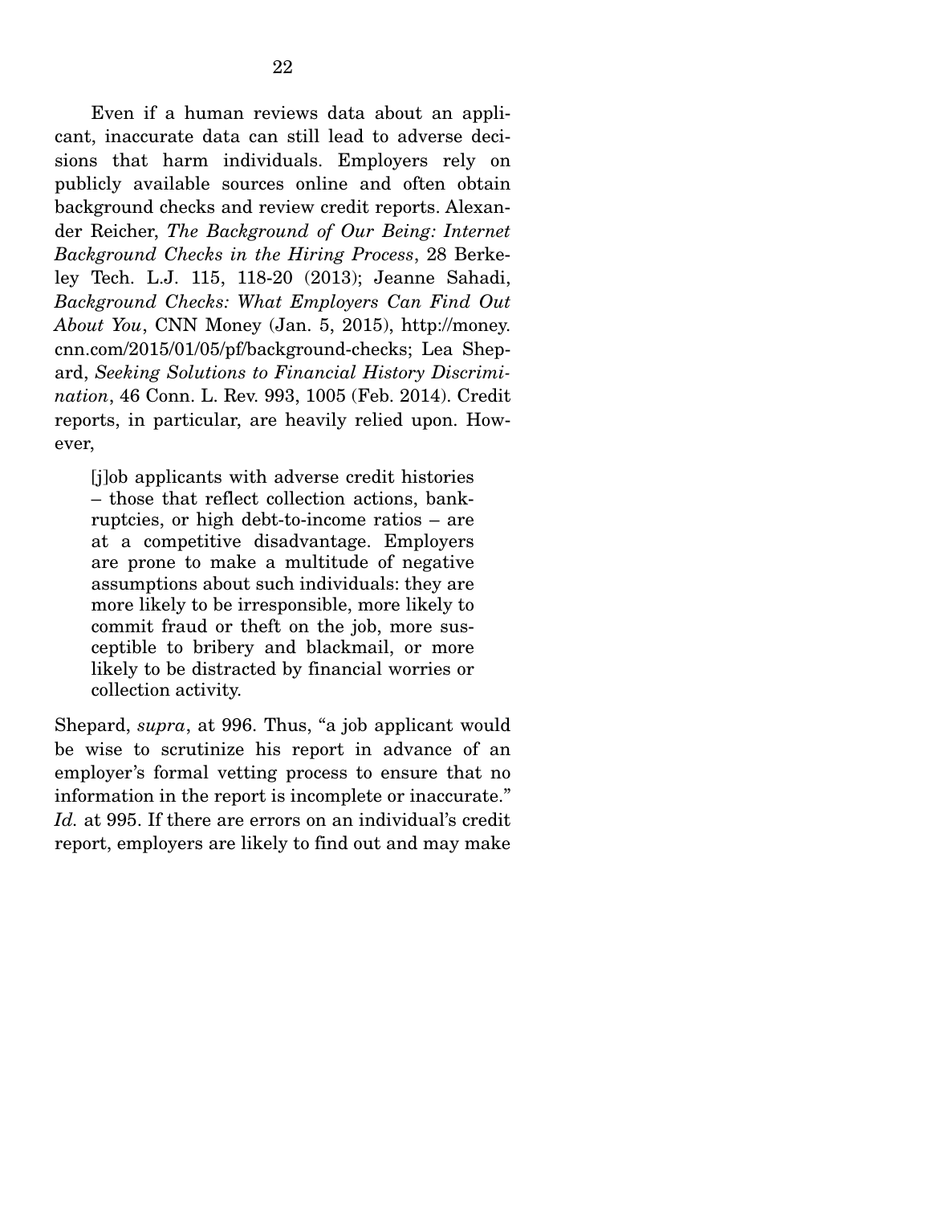Even if a human reviews data about an applicant, inaccurate data can still lead to adverse decisions that harm individuals. Employers rely on publicly available sources online and often obtain background checks and review credit reports. Alexander Reicher, *The Background of Our Being: Internet Background Checks in the Hiring Process*, 28 Berkeley Tech. L.J. 115, 118-20 (2013); Jeanne Sahadi, *Background Checks: What Employers Can Find Out About You*, CNN Money (Jan. 5, 2015), http://money.cnn.com/2015/01/05/pf/background-checks; Lea Shepard, *Seeking Solutions to Financial History Discrimination*, 46 Conn. L. Rev. 993, 1005 (Feb. 2014). Credit reports, in particular, are heavily relied upon. However,

> [j]ob applicants with adverse credit histories – those that reflect collection actions, bankruptcies, or high debt-to-income ratios – are at a competitive disadvantage. Employers are prone to make a multitude of negative assumptions about such individuals: they are more likely to be irresponsible, more likely to commit fraud or theft on the job, more susceptible to bribery and blackmail, or more likely to be distracted by financial worries or collection activity.

Shepard, *supra*, at 996. Thus, "a job applicant would be wise to scrutinize his report in advance of an employer's formal vetting process to ensure that no information in the report is incomplete or inaccurate." *Id.* at 995. If there are errors on an individual's credit report, employers are likely to find out and may make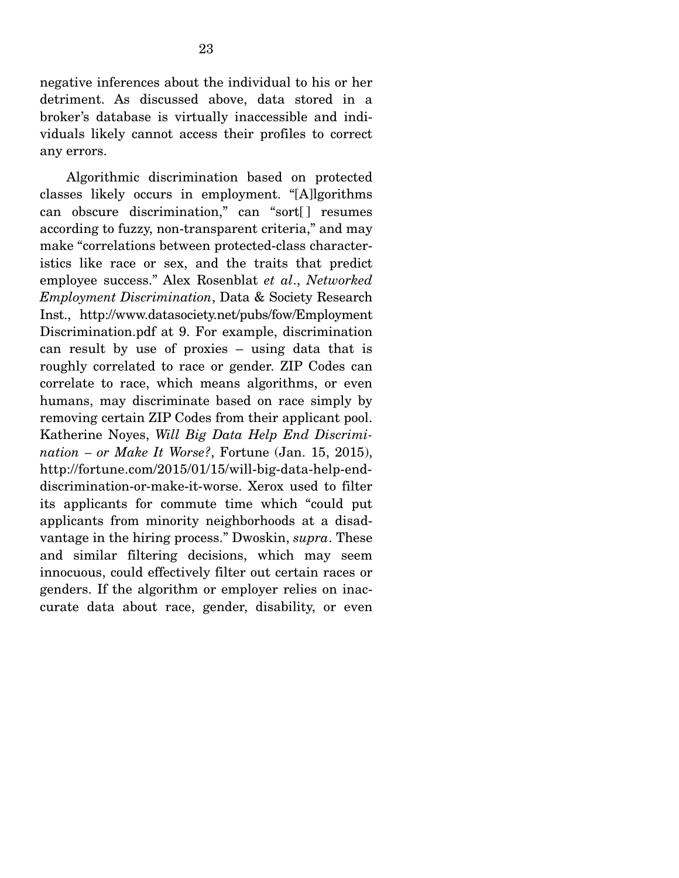negative inferences about the individual to his or her detriment. As discussed above, data stored in a broker's database is virtually inaccessible and individuals likely cannot access their profiles to correct any errors.

Algorithmic discrimination based on protected classes likely occurs in employment. "[A]lgorithms can obscure discrimination," can "sort[ ] resumes according to fuzzy, non-transparent criteria," and may make "correlations between protected-class characteristics like race or sex, and the traits that predict employee success." Alex Rosenblat *et al*., *Networked Employment Discrimination*, Data & Society Research Inst., http://www.datasociety.net/pubs/fow/EmploymentDiscrimination.pdf at 9. For example, discrimination can result by use of proxies – using data that is roughly correlated to race or gender. ZIP Codes can correlate to race, which means algorithms, or even humans, may discriminate based on race simply by removing certain ZIP Codes from their applicant pool. Katherine Noyes, *Will Big Data Help End Discrimination – or Make It Worse?*, Fortune (Jan. 15, 2015), http://fortune.com/2015/01/15/will-big-data-help-end-discrimination-or-make-it-worse. Xerox used to filter its applicants for commute time which "could put applicants from minority neighborhoods at a disadvantage in the hiring process." Dwoskin, *supra*. These and similar filtering decisions, which may seem innocuous, could effectively filter out certain races or genders. If the algorithm or employer relies on inaccurate data about race, gender, disability, or even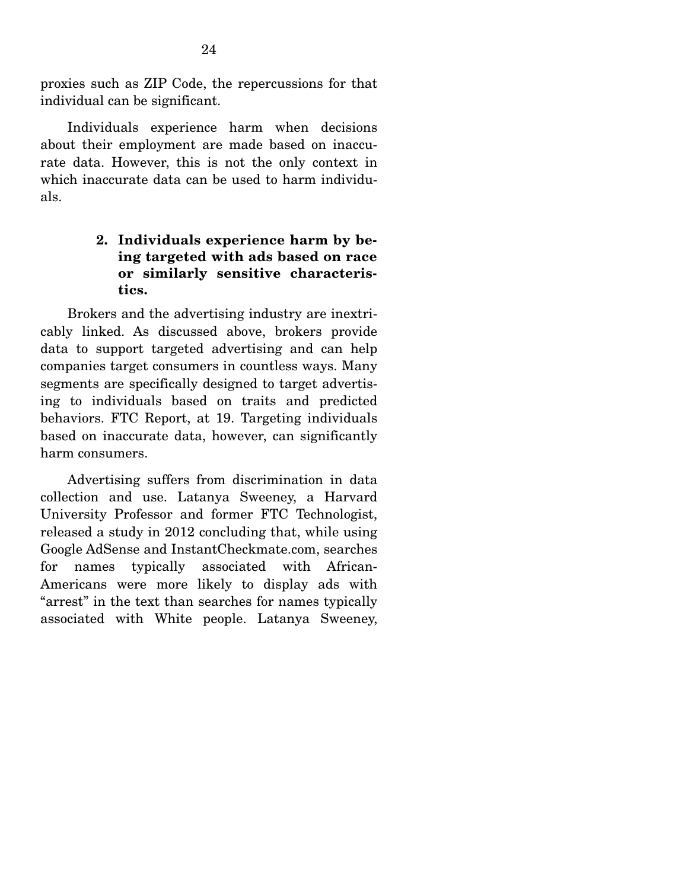proxies such as ZIP Code, the repercussions for that individual can be significant.

Individuals experience harm when decisions about their employment are made based on inaccurate data. However, this is not the only context in which inaccurate data can be used to harm individuals.

#### 2. Individuals experience harm by being targeted with ads based on race or similarly sensitive characteristics.

Brokers and the advertising industry are inextricably linked. As discussed above, brokers provide data to support targeted advertising and can help companies target consumers in countless ways. Many segments are specifically designed to target advertising to individuals based on traits and predicted behaviors. FTC Report, at 19. Targeting individuals based on inaccurate data, however, can significantly harm consumers.

Advertising suffers from discrimination in data collection and use. Latanya Sweeney, a Harvard University Professor and former FTC Technologist, released a study in 2012 concluding that, while using Google AdSense and InstantCheckmate.com, searches for names typically associated with African-Americans were more likely to display ads with "arrest" in the text than searches for names typically associated with White people. Latanya Sweeney,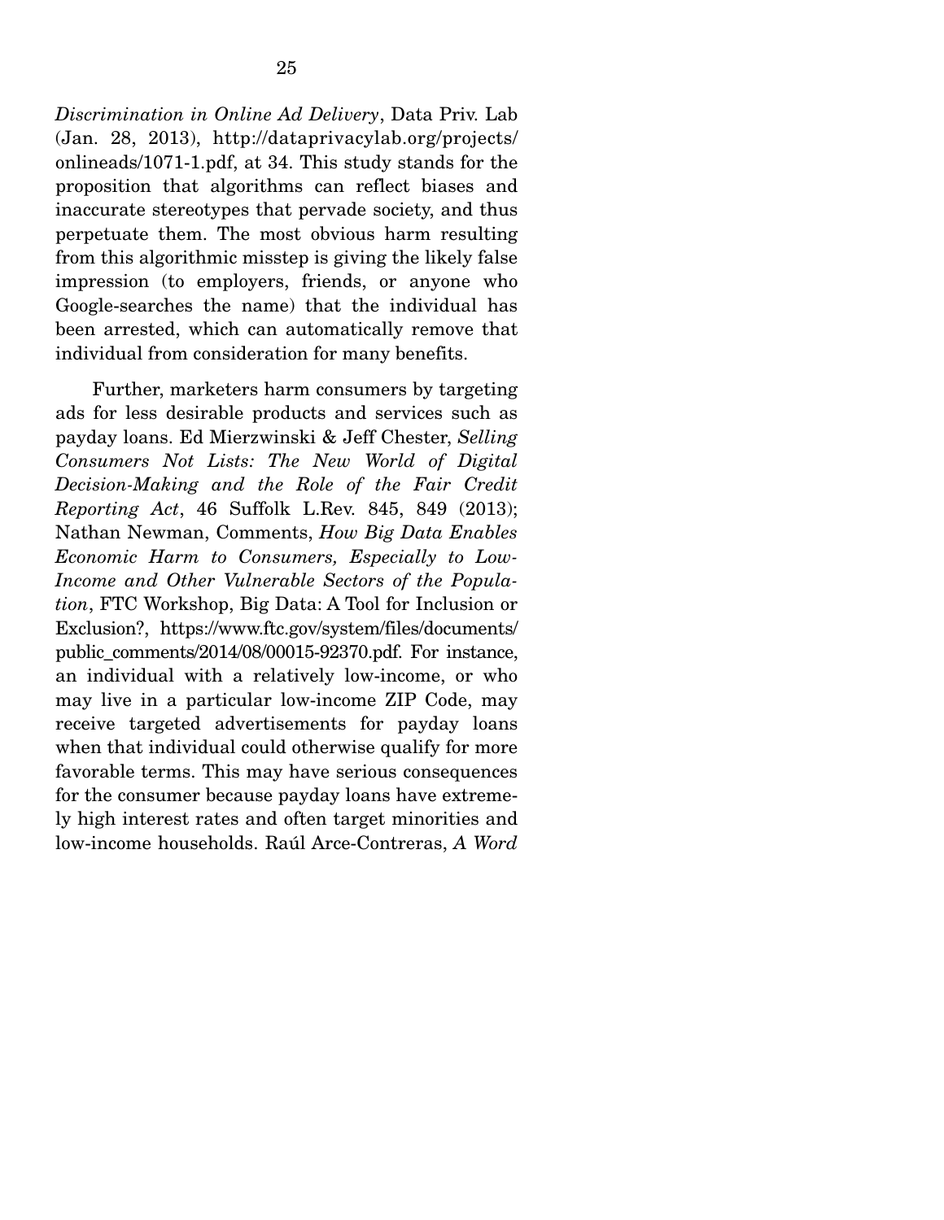*Discrimination in Online Ad Delivery*, Data Priv. Lab (Jan. 28, 2013), http://dataprivacylab.org/projects/onlineads/1071-1.pdf, at 34. This study stands for the proposition that algorithms can reflect biases and inaccurate stereotypes that pervade society, and thus perpetuate them. The most obvious harm resulting from this algorithmic misstep is giving the likely false impression (to employers, friends, or anyone who Google-searches the name) that the individual has been arrested, which can automatically remove that individual from consideration for many benefits.

Further, marketers harm consumers by targeting ads for less desirable products and services such as payday loans. Ed Mierzwinski & Jeff Chester, *Selling Consumers Not Lists: The New World of Digital Decision-Making and the Role of the Fair Credit Reporting Act*, 46 Suffolk L.Rev. 845, 849 (2013); Nathan Newman, Comments, *How Big Data Enables Economic Harm to Consumers, Especially to Low-Income and Other Vulnerable Sectors of the Population*, FTC Workshop, Big Data: A Tool for Inclusion or Exclusion?, https://www.ftc.gov/system/files/documents/public_comments/2014/08/00015-92370.pdf. For instance, an individual with a relatively low-income, or who may live in a particular low-income ZIP Code, may receive targeted advertisements for payday loans when that individual could otherwise qualify for more favorable terms. This may have serious consequences for the consumer because payday loans have extremely high interest rates and often target minorities and low-income households. Raúl Arce-Contreras, *A Word*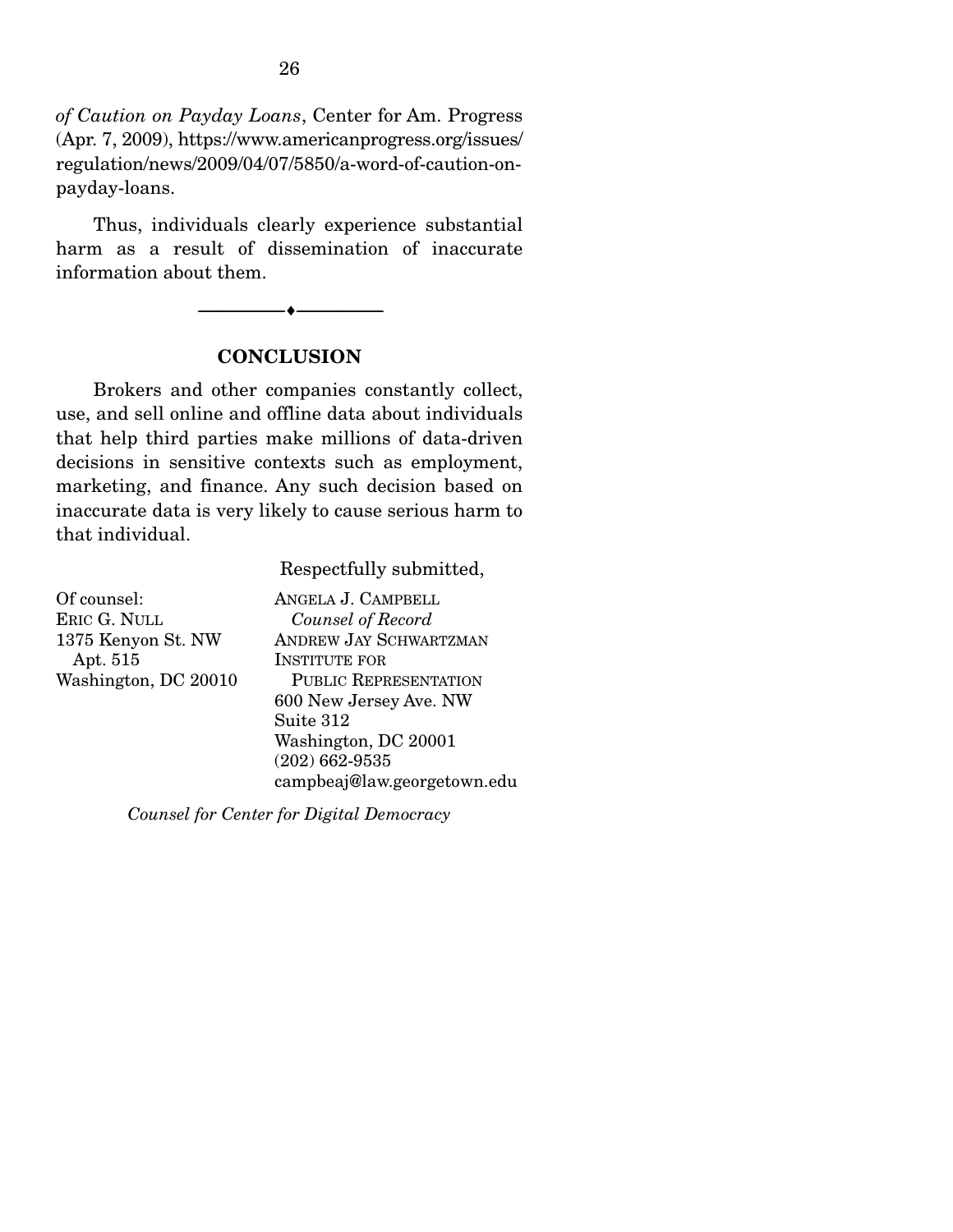*of Caution on Payday Loans*, Center for Am. Progress (Apr. 7, 2009), https://www.americanprogress.org/issues/regulation/news/2009/04/07/5850/a-word-of-caution-on-payday-loans.

Thus, individuals clearly experience substantial harm as a result of dissemination of inaccurate information about them.

---

## CONCLUSION

Brokers and other companies constantly collect, use, and sell online and offline data about individuals that help third parties make millions of data-driven decisions in sensitive contexts such as employment, marketing, and finance. Any such decision based on inaccurate data is very likely to cause serious harm to that individual.

Respectfully submitted,

ANGELA J. CAMPBELL
*Counsel of Record*
ANDREW JAY SCHWARTZMAN
INSTITUTE FOR PUBLIC REPRESENTATION
600 New Jersey Ave. NW
Suite 312
Washington, DC 20001
(202) 662-9535
campbeaj@law.georgetown.edu

Of counsel:
ERIC G. NULL
1375 Kenyon St. NW
Apt. 515
Washington, DC 20010

*Counsel for Center for Digital Democracy*